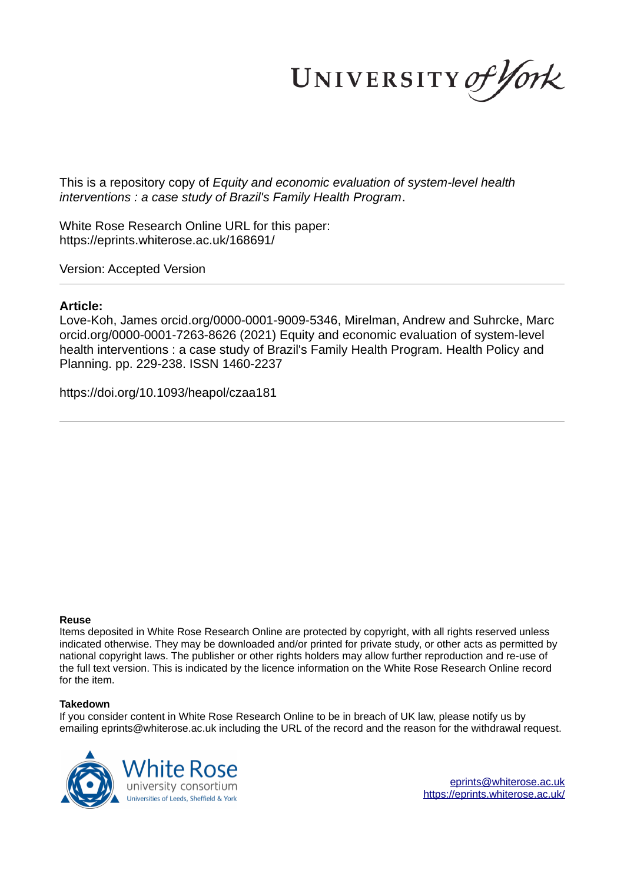This is a repository copy of *Equity and economic evaluation of system-level health interventions : a case study of Brazil's Family Health Program*.

White Rose Research Online URL for this paper:
https://eprints.whiterose.ac.uk/168691/

Version: Accepted Version

**Article:**

Love-Koh, James orcid.org/0000-0001-9009-5346, Mirelman, Andrew and Suhrcke, Marc orcid.org/0000-0001-7263-8626 (2021) Equity and economic evaluation of system-level health interventions : a case study of Brazil's Family Health Program. Health Policy and Planning. pp. 229-238. ISSN 1460-2237

https://doi.org/10.1093/heapol/czaa181

**Reuse**

Items deposited in White Rose Research Online are protected by copyright, with all rights reserved unless indicated otherwise. They may be downloaded and/or printed for private study, or other acts as permitted by national copyright laws. The publisher or other rights holders may allow further reproduction and re-use of the full text version. This is indicated by the licence information on the White Rose Research Online record for the item.

**Takedown**

If you consider content in White Rose Research Online to be in breach of UK law, please notify us by emailing eprints@whiterose.ac.uk including the URL of the record and the reason for the withdrawal request.

eprints@whiterose.ac.uk
https://eprints.whiterose.ac.uk/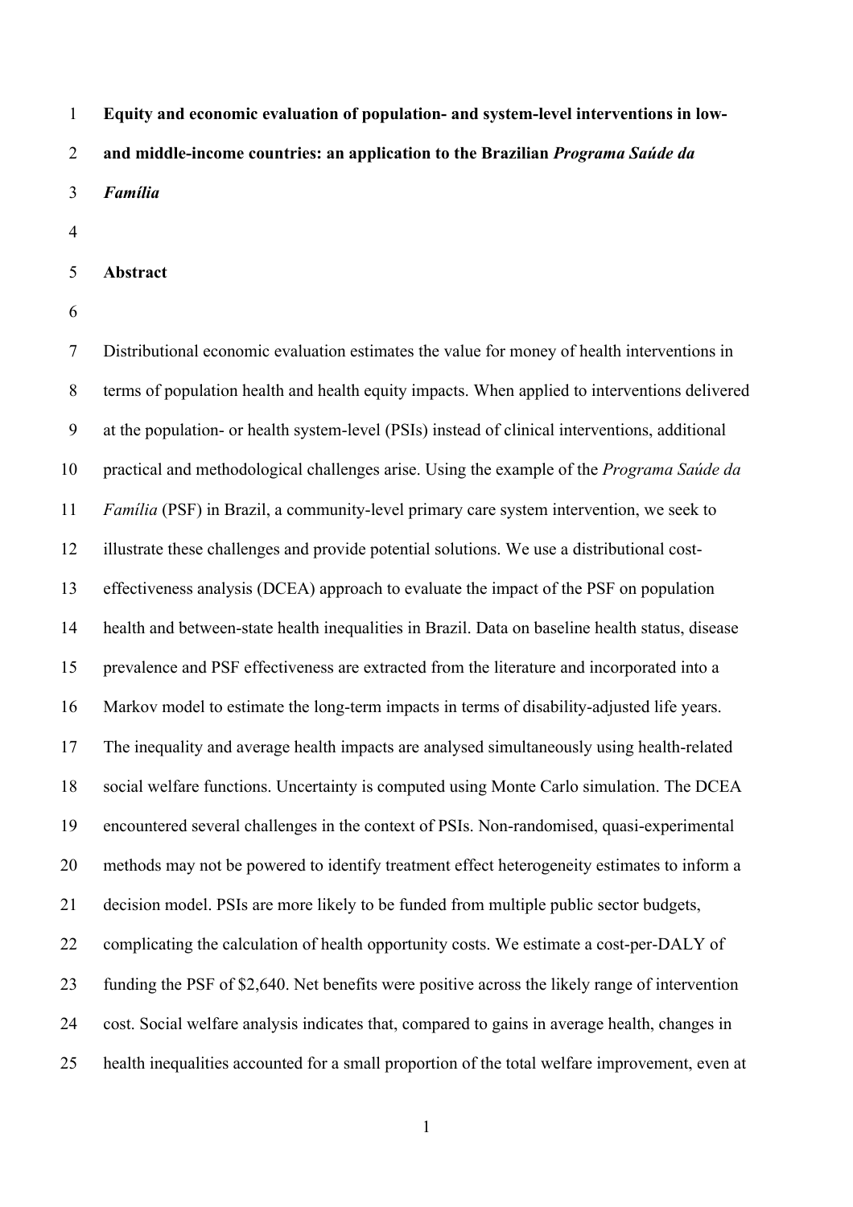**Equity and economic evaluation of population- and system-level interventions in low- and middle-income countries: an application to the Brazilian *Programa Saúde da Família***

**Abstract**

Distributional economic evaluation estimates the value for money of health interventions in terms of population health and health equity impacts. When applied to interventions delivered at the population- or health system-level (PSIs) instead of clinical interventions, additional practical and methodological challenges arise. Using the example of the *Programa Saúde da Família* (PSF) in Brazil, a community-level primary care system intervention, we seek to illustrate these challenges and provide potential solutions. We use a distributional cost-effectiveness analysis (DCEA) approach to evaluate the impact of the PSF on population health and between-state health inequalities in Brazil. Data on baseline health status, disease prevalence and PSF effectiveness are extracted from the literature and incorporated into a Markov model to estimate the long-term impacts in terms of disability-adjusted life years. The inequality and average health impacts are analysed simultaneously using health-related social welfare functions. Uncertainty is computed using Monte Carlo simulation. The DCEA encountered several challenges in the context of PSIs. Non-randomised, quasi-experimental methods may not be powered to identify treatment effect heterogeneity estimates to inform a decision model. PSIs are more likely to be funded from multiple public sector budgets, complicating the calculation of health opportunity costs. We estimate a cost-per-DALY of funding the PSF of $2,640. Net benefits were positive across the likely range of intervention cost. Social welfare analysis indicates that, compared to gains in average health, changes in health inequalities accounted for a small proportion of the total welfare improvement, even at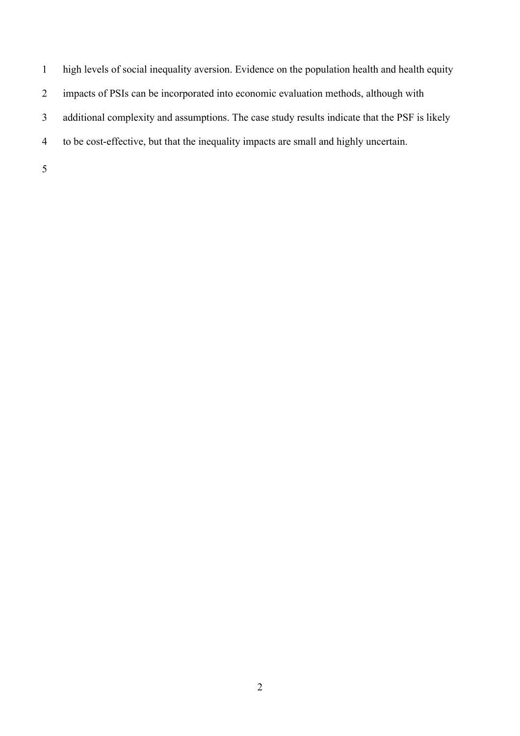high levels of social inequality aversion. Evidence on the population health and health equity impacts of PSIs can be incorporated into economic evaluation methods, although with additional complexity and assumptions. The case study results indicate that the PSF is likely to be cost-effective, but that the inequality impacts are small and highly uncertain.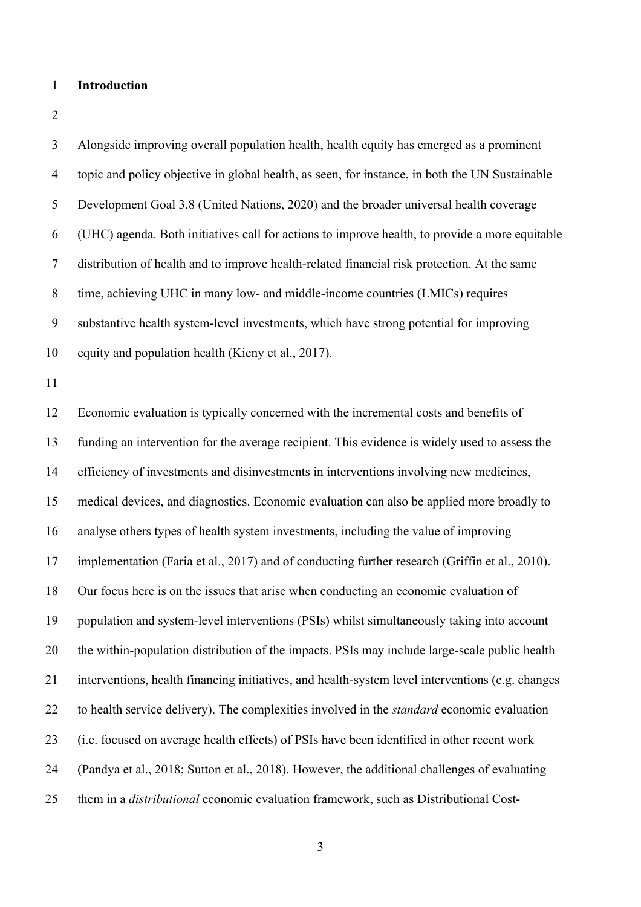# Introduction

Alongside improving overall population health, health equity has emerged as a prominent topic and policy objective in global health, as seen, for instance, in both the UN Sustainable Development Goal 3.8 (United Nations, 2020) and the broader universal health coverage (UHC) agenda. Both initiatives call for actions to improve health, to provide a more equitable distribution of health and to improve health-related financial risk protection. At the same time, achieving UHC in many low- and middle-income countries (LMICs) requires substantive health system-level investments, which have strong potential for improving equity and population health (Kieny et al., 2017).

Economic evaluation is typically concerned with the incremental costs and benefits of funding an intervention for the average recipient. This evidence is widely used to assess the efficiency of investments and disinvestments in interventions involving new medicines, medical devices, and diagnostics. Economic evaluation can also be applied more broadly to analyse others types of health system investments, including the value of improving implementation (Faria et al., 2017) and of conducting further research (Griffin et al., 2010). Our focus here is on the issues that arise when conducting an economic evaluation of population and system-level interventions (PSIs) whilst simultaneously taking into account the within-population distribution of the impacts. PSIs may include large-scale public health interventions, health financing initiatives, and health-system level interventions (e.g. changes to health service delivery). The complexities involved in the *standard* economic evaluation (i.e. focused on average health effects) of PSIs have been identified in other recent work (Pandya et al., 2018; Sutton et al., 2018). However, the additional challenges of evaluating them in a *distributional* economic evaluation framework, such as Distributional Cost-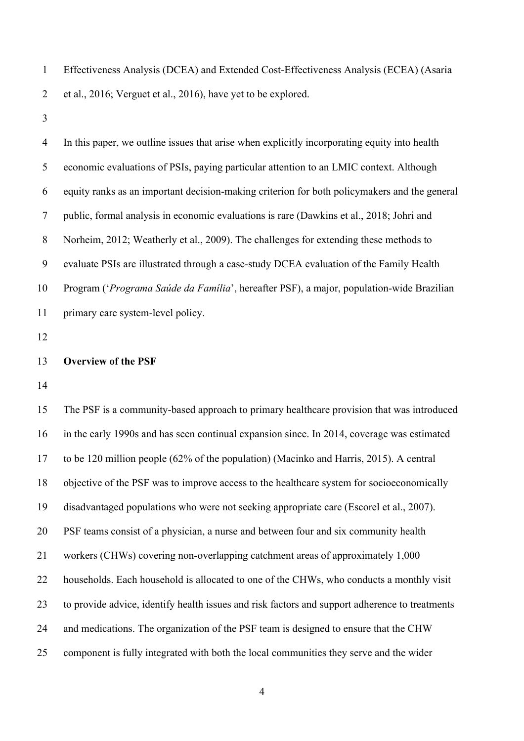Effectiveness Analysis (DCEA) and Extended Cost-Effectiveness Analysis (ECEA) (Asaria et al., 2016; Verguet et al., 2016), have yet to be explored.

In this paper, we outline issues that arise when explicitly incorporating equity into health economic evaluations of PSIs, paying particular attention to an LMIC context. Although equity ranks as an important decision-making criterion for both policymakers and the general public, formal analysis in economic evaluations is rare (Dawkins et al., 2018; Johri and Norheim, 2012; Weatherly et al., 2009). The challenges for extending these methods to evaluate PSIs are illustrated through a case-study DCEA evaluation of the Family Health Program ('*Programa Saúde da Família*', hereafter PSF), a major, population-wide Brazilian primary care system-level policy.

**Overview of the PSF**

The PSF is a community-based approach to primary healthcare provision that was introduced in the early 1990s and has seen continual expansion since. In 2014, coverage was estimated to be 120 million people (62% of the population) (Macinko and Harris, 2015). A central objective of the PSF was to improve access to the healthcare system for socioeconomically disadvantaged populations who were not seeking appropriate care (Escorel et al., 2007). PSF teams consist of a physician, a nurse and between four and six community health workers (CHWs) covering non-overlapping catchment areas of approximately 1,000 households. Each household is allocated to one of the CHWs, who conducts a monthly visit to provide advice, identify health issues and risk factors and support adherence to treatments and medications. The organization of the PSF team is designed to ensure that the CHW component is fully integrated with both the local communities they serve and the wider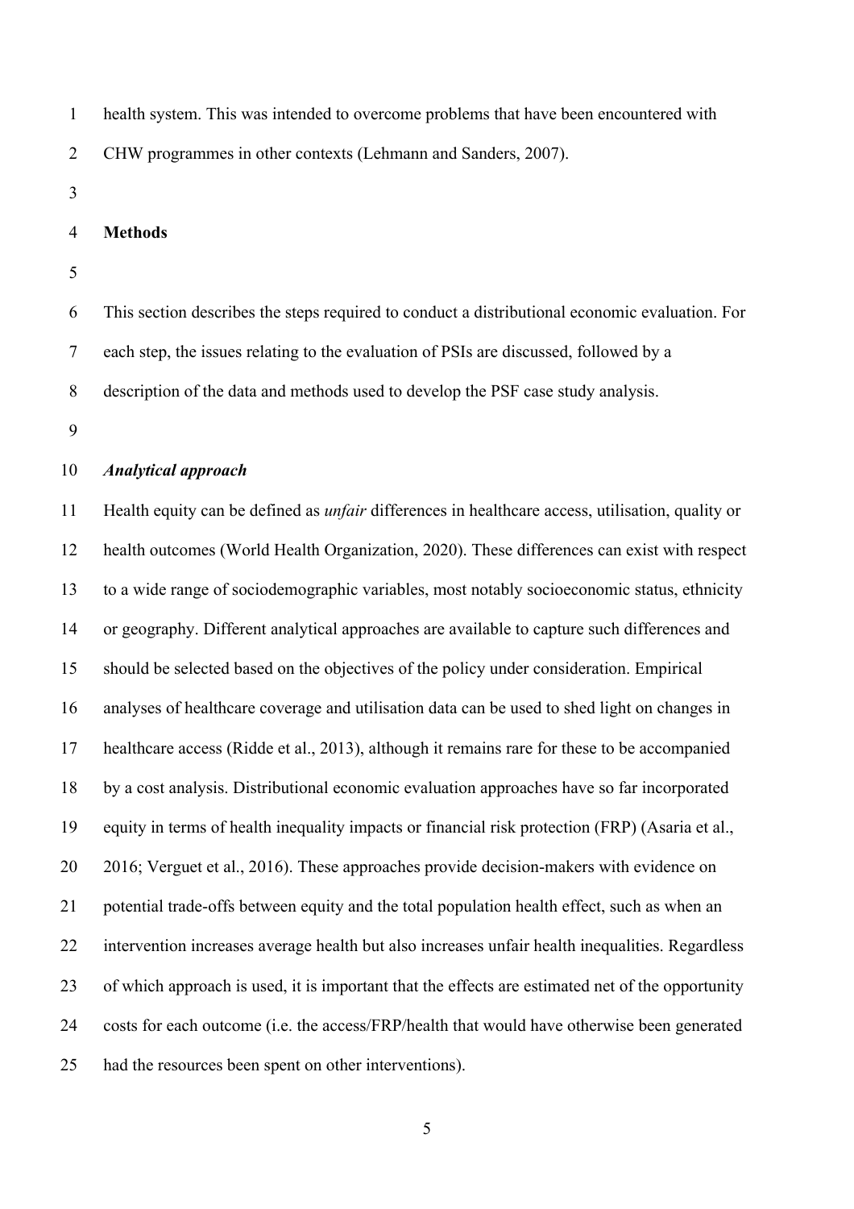health system. This was intended to overcome problems that have been encountered with CHW programmes in other contexts (Lehmann and Sanders, 2007).

## Methods

This section describes the steps required to conduct a distributional economic evaluation. For each step, the issues relating to the evaluation of PSIs are discussed, followed by a description of the data and methods used to develop the PSF case study analysis.

### *Analytical approach*

Health equity can be defined as *unfair* differences in healthcare access, utilisation, quality or health outcomes (World Health Organization, 2020). These differences can exist with respect to a wide range of sociodemographic variables, most notably socioeconomic status, ethnicity or geography. Different analytical approaches are available to capture such differences and should be selected based on the objectives of the policy under consideration. Empirical analyses of healthcare coverage and utilisation data can be used to shed light on changes in healthcare access (Ridde et al., 2013), although it remains rare for these to be accompanied by a cost analysis. Distributional economic evaluation approaches have so far incorporated equity in terms of health inequality impacts or financial risk protection (FRP) (Asaria et al., 2016; Verguet et al., 2016). These approaches provide decision-makers with evidence on potential trade-offs between equity and the total population health effect, such as when an intervention increases average health but also increases unfair health inequalities. Regardless of which approach is used, it is important that the effects are estimated net of the opportunity costs for each outcome (i.e. the access/FRP/health that would have otherwise been generated had the resources been spent on other interventions).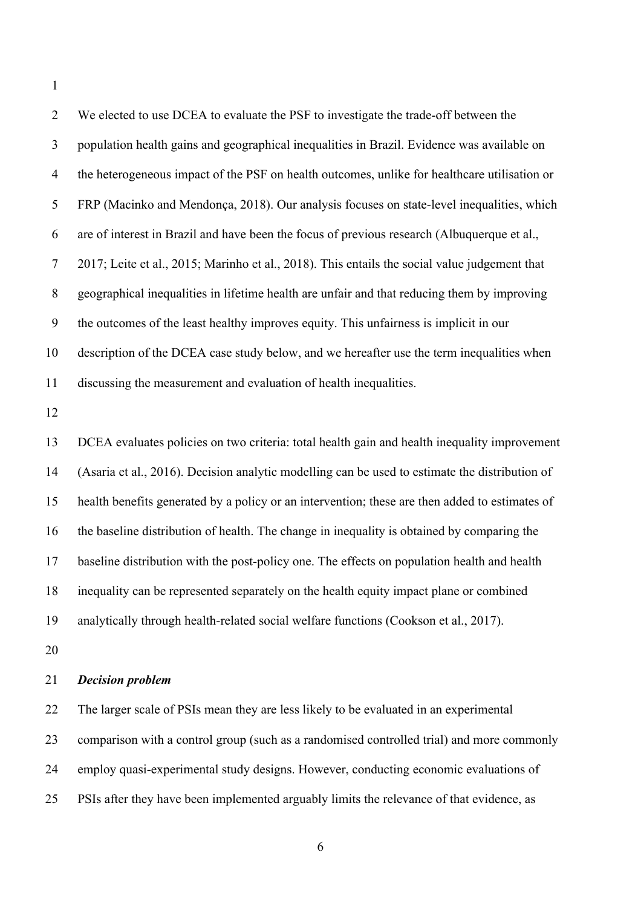We elected to use DCEA to evaluate the PSF to investigate the trade-off between the population health gains and geographical inequalities in Brazil. Evidence was available on the heterogeneous impact of the PSF on health outcomes, unlike for healthcare utilisation or FRP (Macinko and Mendonça, 2018). Our analysis focuses on state-level inequalities, which are of interest in Brazil and have been the focus of previous research (Albuquerque et al., 2017; Leite et al., 2015; Marinho et al., 2018). This entails the social value judgement that geographical inequalities in lifetime health are unfair and that reducing them by improving the outcomes of the least healthy improves equity. This unfairness is implicit in our description of the DCEA case study below, and we hereafter use the term inequalities when discussing the measurement and evaluation of health inequalities.

DCEA evaluates policies on two criteria: total health gain and health inequality improvement (Asaria et al., 2016). Decision analytic modelling can be used to estimate the distribution of health benefits generated by a policy or an intervention; these are then added to estimates of the baseline distribution of health. The change in inequality is obtained by comparing the baseline distribution with the post-policy one. The effects on population health and health inequality can be represented separately on the health equity impact plane or combined analytically through health-related social welfare functions (Cookson et al., 2017).

### *Decision problem*

The larger scale of PSIs mean they are less likely to be evaluated in an experimental comparison with a control group (such as a randomised controlled trial) and more commonly employ quasi-experimental study designs. However, conducting economic evaluations of PSIs after they have been implemented arguably limits the relevance of that evidence, as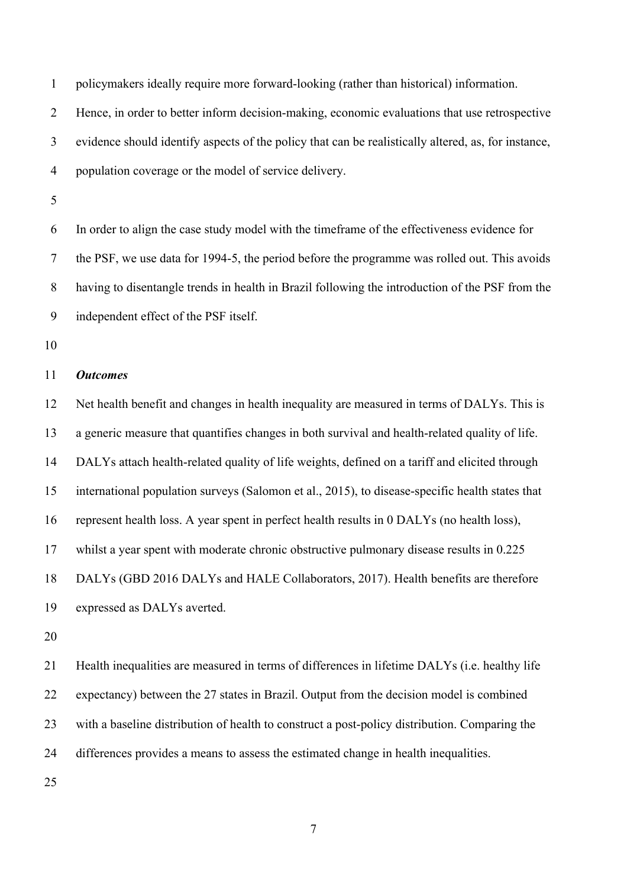policymakers ideally require more forward-looking (rather than historical) information. Hence, in order to better inform decision-making, economic evaluations that use retrospective evidence should identify aspects of the policy that can be realistically altered, as, for instance, population coverage or the model of service delivery.

In order to align the case study model with the timeframe of the effectiveness evidence for the PSF, we use data for 1994-5, the period before the programme was rolled out. This avoids having to disentangle trends in health in Brazil following the introduction of the PSF from the independent effect of the PSF itself.

***Outcomes***

Net health benefit and changes in health inequality are measured in terms of DALYs. This is a generic measure that quantifies changes in both survival and health-related quality of life. DALYs attach health-related quality of life weights, defined on a tariff and elicited through international population surveys (Salomon et al., 2015), to disease-specific health states that represent health loss. A year spent in perfect health results in 0 DALYs (no health loss), whilst a year spent with moderate chronic obstructive pulmonary disease results in 0.225 DALYs (GBD 2016 DALYs and HALE Collaborators, 2017). Health benefits are therefore expressed as DALYs averted.

Health inequalities are measured in terms of differences in lifetime DALYs (i.e. healthy life expectancy) between the 27 states in Brazil. Output from the decision model is combined with a baseline distribution of health to construct a post-policy distribution. Comparing the differences provides a means to assess the estimated change in health inequalities.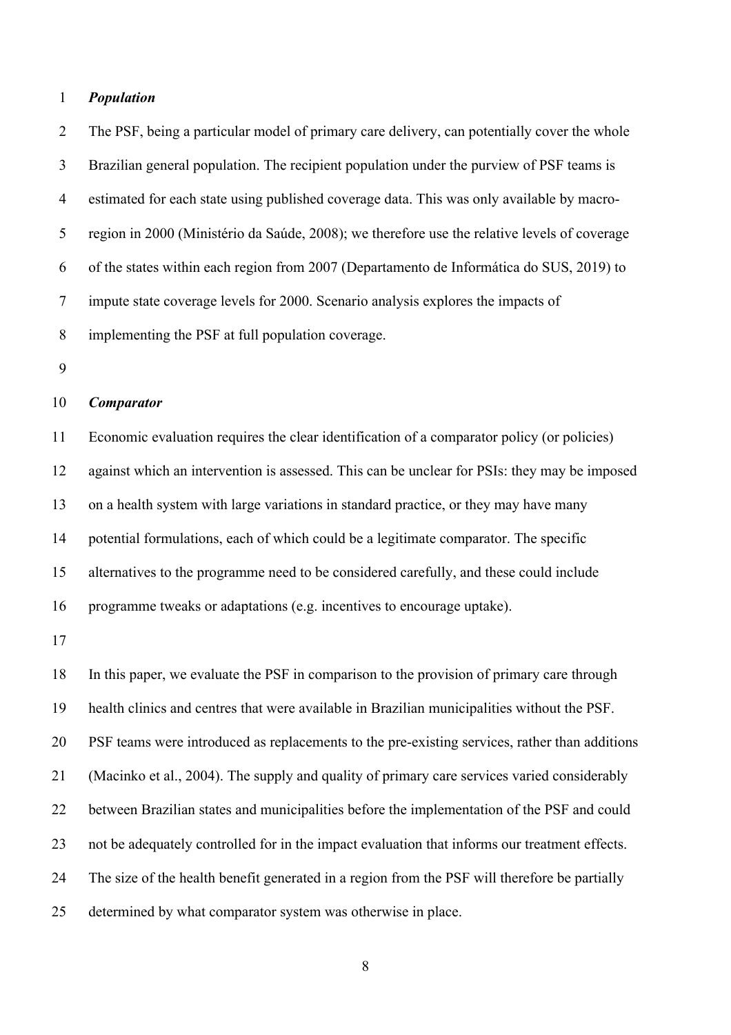***Population***

The PSF, being a particular model of primary care delivery, can potentially cover the whole Brazilian general population. The recipient population under the purview of PSF teams is estimated for each state using published coverage data. This was only available by macro-region in 2000 (Ministério da Saúde, 2008); we therefore use the relative levels of coverage of the states within each region from 2007 (Departamento de Informática do SUS, 2019) to impute state coverage levels for 2000. Scenario analysis explores the impacts of implementing the PSF at full population coverage.

***Comparator***

Economic evaluation requires the clear identification of a comparator policy (or policies) against which an intervention is assessed. This can be unclear for PSIs: they may be imposed on a health system with large variations in standard practice, or they may have many potential formulations, each of which could be a legitimate comparator. The specific alternatives to the programme need to be considered carefully, and these could include programme tweaks or adaptations (e.g. incentives to encourage uptake).

In this paper, we evaluate the PSF in comparison to the provision of primary care through health clinics and centres that were available in Brazilian municipalities without the PSF. PSF teams were introduced as replacements to the pre-existing services, rather than additions (Macinko et al., 2004). The supply and quality of primary care services varied considerably between Brazilian states and municipalities before the implementation of the PSF and could not be adequately controlled for in the impact evaluation that informs our treatment effects. The size of the health benefit generated in a region from the PSF will therefore be partially determined by what comparator system was otherwise in place.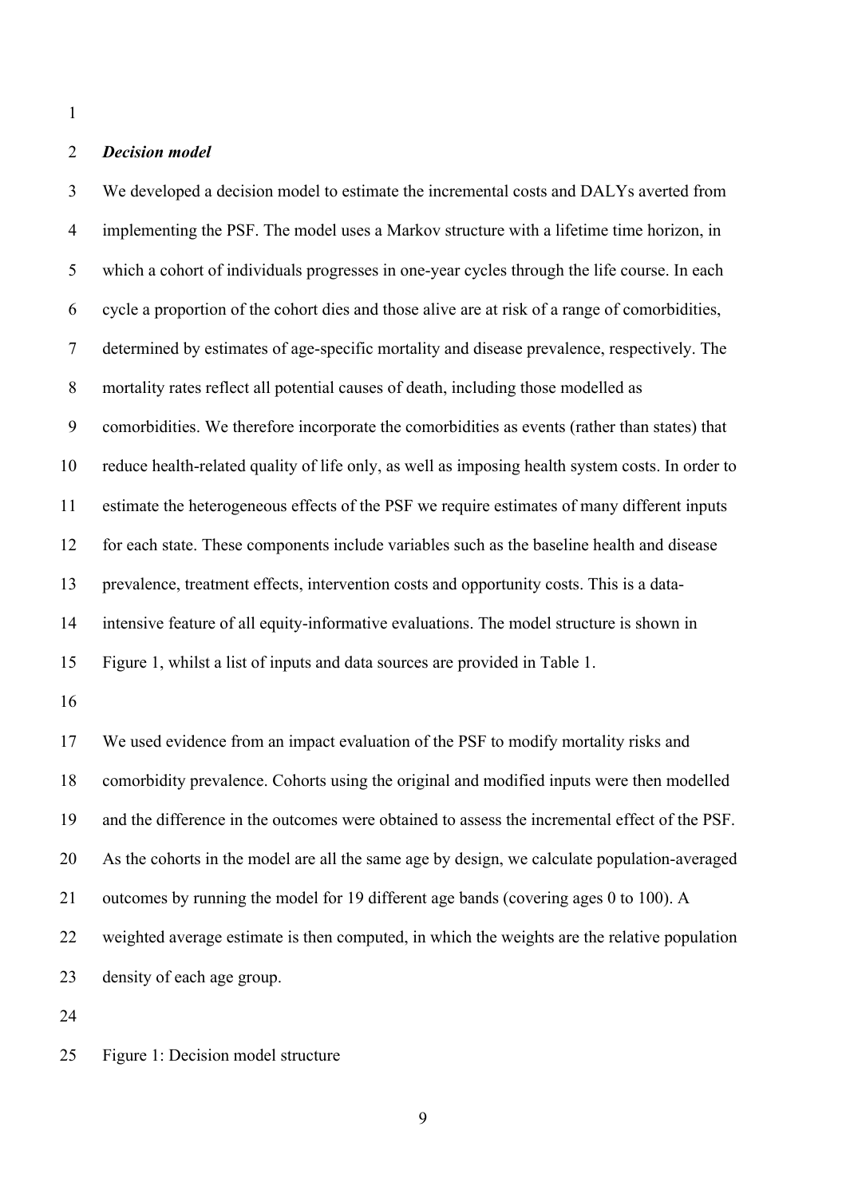***Decision model***

We developed a decision model to estimate the incremental costs and DALYs averted from implementing the PSF. The model uses a Markov structure with a lifetime time horizon, in which a cohort of individuals progresses in one-year cycles through the life course. In each cycle a proportion of the cohort dies and those alive are at risk of a range of comorbidities, determined by estimates of age-specific mortality and disease prevalence, respectively. The mortality rates reflect all potential causes of death, including those modelled as comorbidities. We therefore incorporate the comorbidities as events (rather than states) that reduce health-related quality of life only, as well as imposing health system costs. In order to estimate the heterogeneous effects of the PSF we require estimates of many different inputs for each state. These components include variables such as the baseline health and disease prevalence, treatment effects, intervention costs and opportunity costs. This is a data-intensive feature of all equity-informative evaluations. The model structure is shown in Figure 1, whilst a list of inputs and data sources are provided in Table 1.

We used evidence from an impact evaluation of the PSF to modify mortality risks and comorbidity prevalence. Cohorts using the original and modified inputs were then modelled and the difference in the outcomes were obtained to assess the incremental effect of the PSF. As the cohorts in the model are all the same age by design, we calculate population-averaged outcomes by running the model for 19 different age bands (covering ages 0 to 100). A weighted average estimate is then computed, in which the weights are the relative population density of each age group.

Figure 1: Decision model structure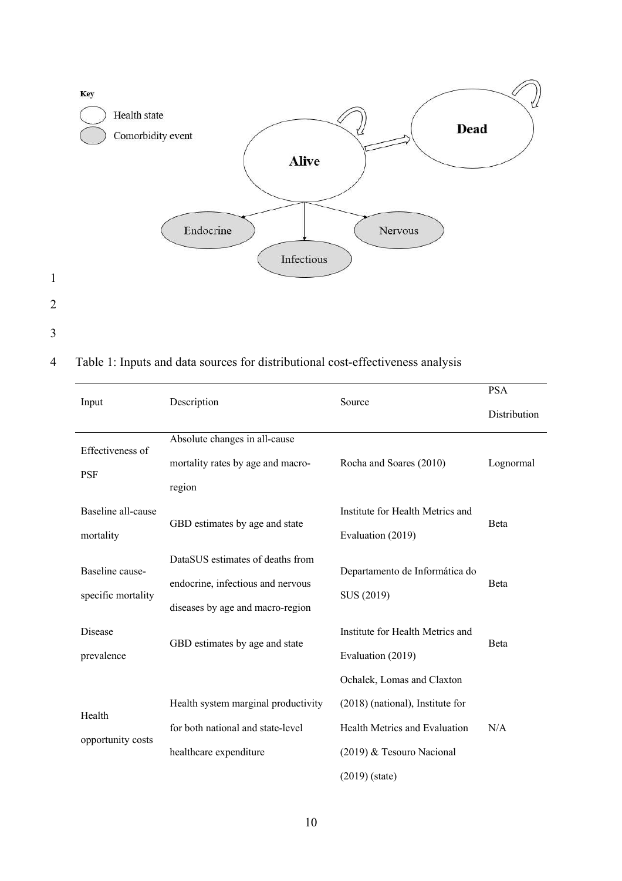Key

Health state

Comorbidity event

Alive

Dead

Endocrine

Infectious

Nervous

Table 1: Inputs and data sources for distributional cost-effectiveness analysis

| Input | Description | Source | PSA Distribution |
|---|---|---|---|
| Effectiveness of PSF | Absolute changes in all-cause mortality rates by age and macro-region | Rocha and Soares (2010) | Lognormal |
| Baseline all-cause mortality | GBD estimates by age and state | Institute for Health Metrics and Evaluation (2019) | Beta |
| Baseline cause-specific mortality | DataSUS estimates of deaths from endocrine, infectious and nervous diseases by age and macro-region | Departamento de Informática do SUS (2019) | Beta |
| Disease prevalence | GBD estimates by age and state | Institute for Health Metrics and Evaluation (2019) | Beta |
| Health opportunity costs | Health system marginal productivity for both national and state-level healthcare expenditure | Ochalek, Lomas and Claxton (2018) (national), Institute for Health Metrics and Evaluation (2019) & Tesouro Nacional (2019) (state) | N/A |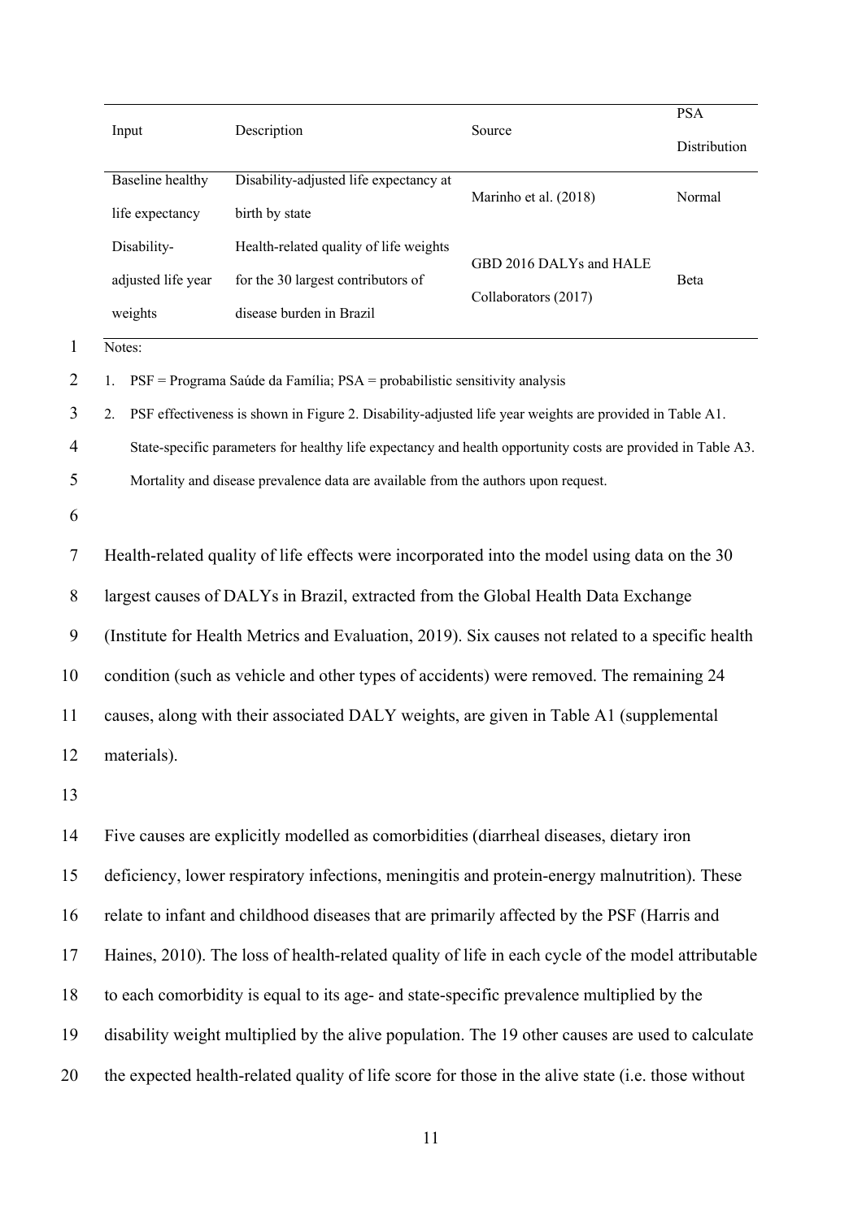| Input | Description | Source | PSA Distribution |
|---|---|---|---|
| Baseline healthy life expectancy | Disability-adjusted life expectancy at birth by state | Marinho et al. (2018) | Normal |
| Disability-adjusted life year weights | Health-related quality of life weights for the 30 largest contributors of disease burden in Brazil | GBD 2016 DALYs and HALE Collaborators (2017) | Beta |

Notes:

1. PSF = Programa Saúde da Família; PSA = probabilistic sensitivity analysis
2. PSF effectiveness is shown in Figure 2. Disability-adjusted life year weights are provided in Table A1. State-specific parameters for healthy life expectancy and health opportunity costs are provided in Table A3. Mortality and disease prevalence data are available from the authors upon request.

Health-related quality of life effects were incorporated into the model using data on the 30 largest causes of DALYs in Brazil, extracted from the Global Health Data Exchange (Institute for Health Metrics and Evaluation, 2019). Six causes not related to a specific health condition (such as vehicle and other types of accidents) were removed. The remaining 24 causes, along with their associated DALY weights, are given in Table A1 (supplemental materials).

Five causes are explicitly modelled as comorbidities (diarrheal diseases, dietary iron deficiency, lower respiratory infections, meningitis and protein-energy malnutrition). These relate to infant and childhood diseases that are primarily affected by the PSF (Harris and Haines, 2010). The loss of health-related quality of life in each cycle of the model attributable to each comorbidity is equal to its age- and state-specific prevalence multiplied by the disability weight multiplied by the alive population. The 19 other causes are used to calculate the expected health-related quality of life score for those in the alive state (i.e. those without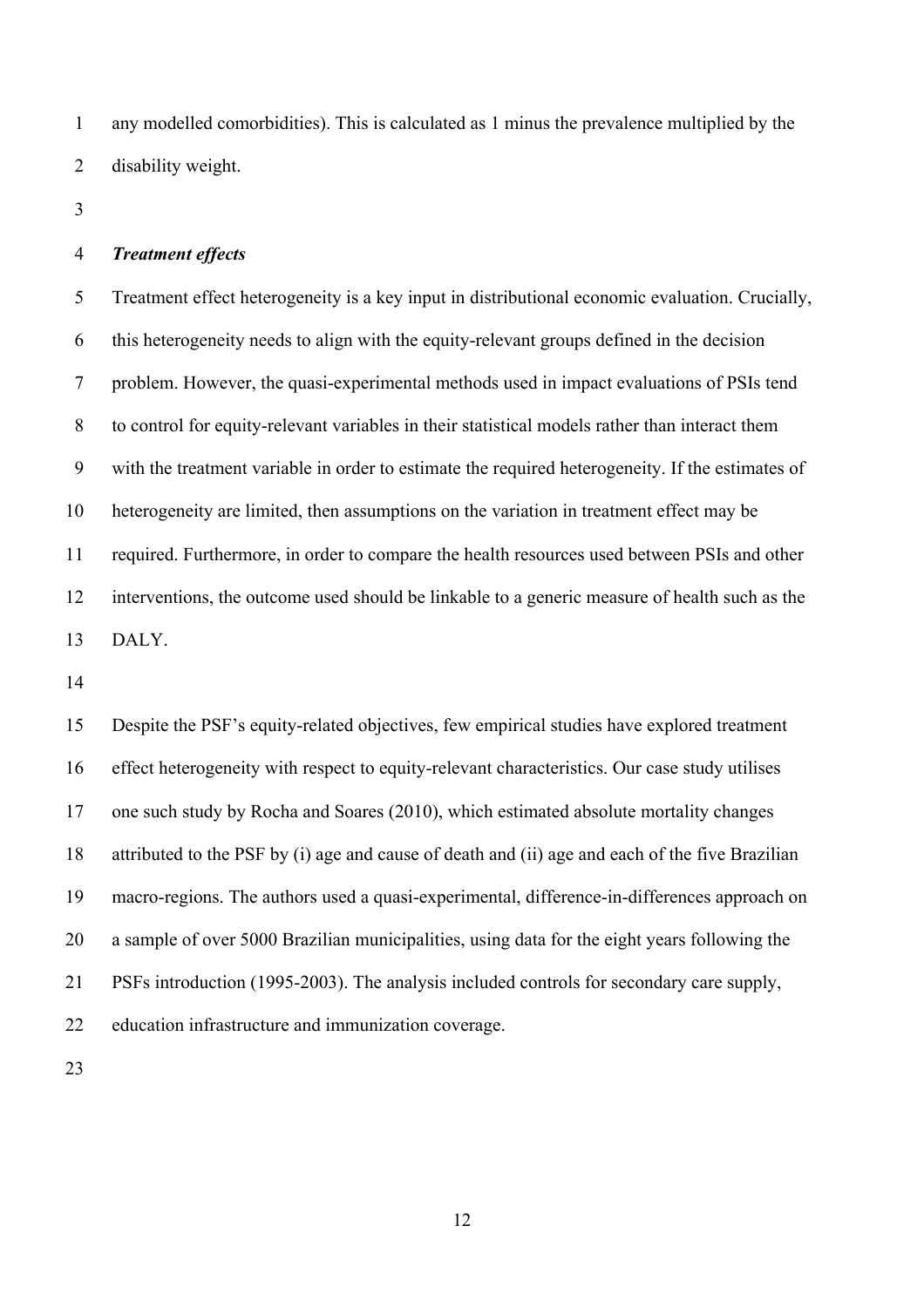any modelled comorbidities). This is calculated as 1 minus the prevalence multiplied by the disability weight.

### *Treatment effects*

Treatment effect heterogeneity is a key input in distributional economic evaluation. Crucially, this heterogeneity needs to align with the equity-relevant groups defined in the decision problem. However, the quasi-experimental methods used in impact evaluations of PSIs tend to control for equity-relevant variables in their statistical models rather than interact them with the treatment variable in order to estimate the required heterogeneity. If the estimates of heterogeneity are limited, then assumptions on the variation in treatment effect may be required. Furthermore, in order to compare the health resources used between PSIs and other interventions, the outcome used should be linkable to a generic measure of health such as the DALY.

Despite the PSF's equity-related objectives, few empirical studies have explored treatment effect heterogeneity with respect to equity-relevant characteristics. Our case study utilises one such study by Rocha and Soares (2010), which estimated absolute mortality changes attributed to the PSF by (i) age and cause of death and (ii) age and each of the five Brazilian macro-regions. The authors used a quasi-experimental, difference-in-differences approach on a sample of over 5000 Brazilian municipalities, using data for the eight years following the PSFs introduction (1995-2003). The analysis included controls for secondary care supply, education infrastructure and immunization coverage.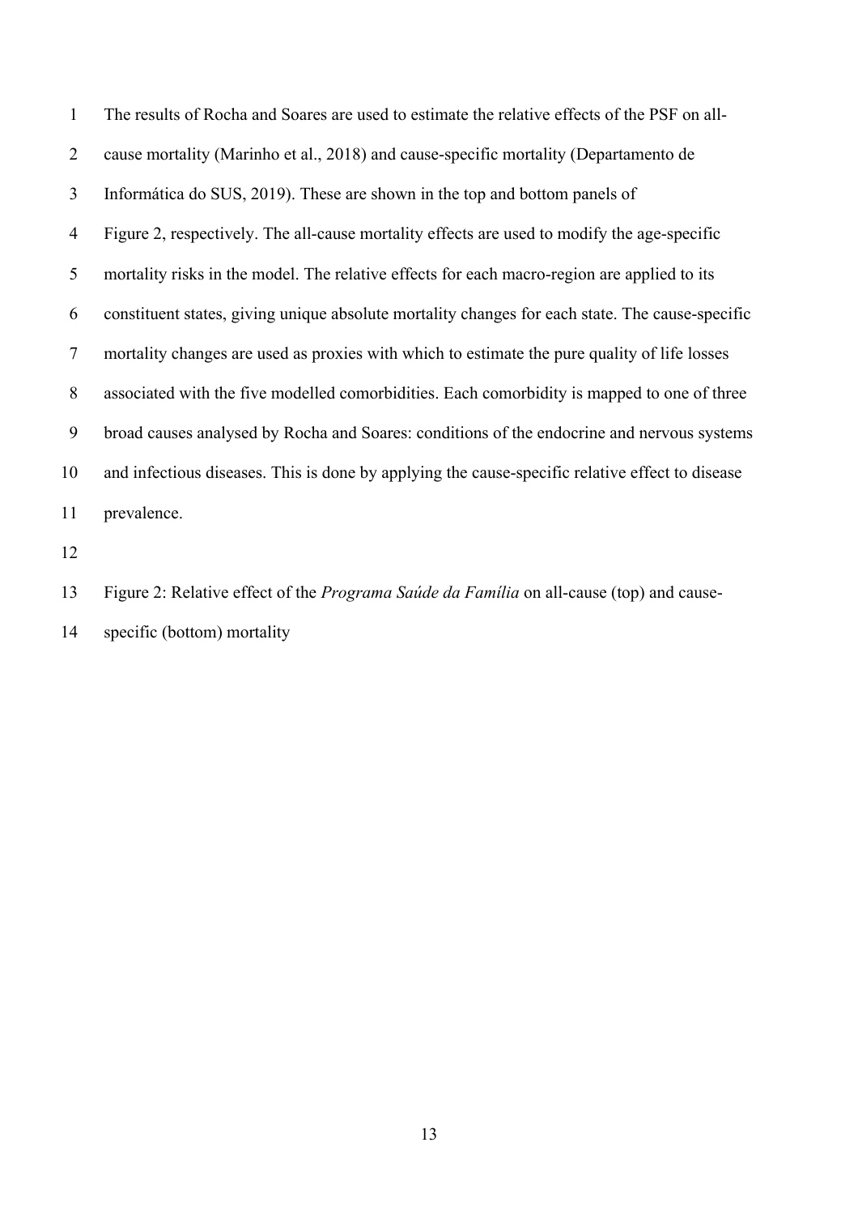The results of Rocha and Soares are used to estimate the relative effects of the PSF on all-cause mortality (Marinho et al., 2018) and cause-specific mortality (Departamento de Informática do SUS, 2019). These are shown in the top and bottom panels of Figure 2, respectively. The all-cause mortality effects are used to modify the age-specific mortality risks in the model. The relative effects for each macro-region are applied to its constituent states, giving unique absolute mortality changes for each state. The cause-specific mortality changes are used as proxies with which to estimate the pure quality of life losses associated with the five modelled comorbidities. Each comorbidity is mapped to one of three broad causes analysed by Rocha and Soares: conditions of the endocrine and nervous systems and infectious diseases. This is done by applying the cause-specific relative effect to disease prevalence.

Figure 2: Relative effect of the *Programa Saúde da Família* on all-cause (top) and cause-specific (bottom) mortality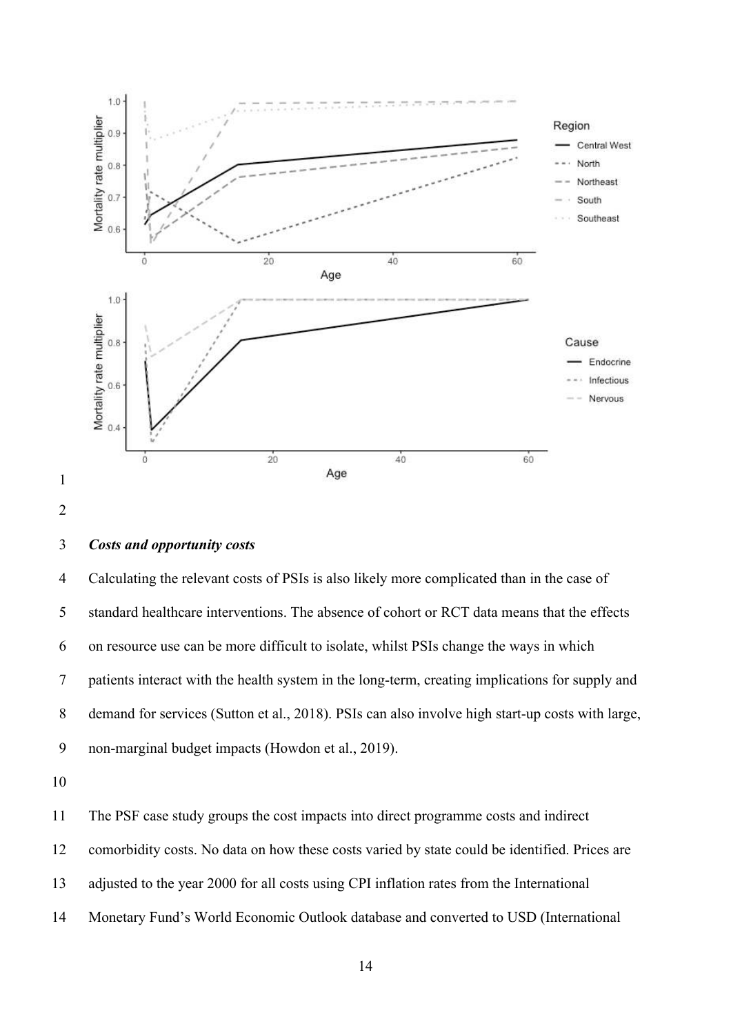### *Costs and opportunity costs*

Calculating the relevant costs of PSIs is also likely more complicated than in the case of standard healthcare interventions. The absence of cohort or RCT data means that the effects on resource use can be more difficult to isolate, whilst PSIs change the ways in which patients interact with the health system in the long-term, creating implications for supply and demand for services (Sutton et al., 2018). PSIs can also involve high start-up costs with large, non-marginal budget impacts (Howdon et al., 2019).

The PSF case study groups the cost impacts into direct programme costs and indirect comorbidity costs. No data on how these costs varied by state could be identified. Prices are adjusted to the year 2000 for all costs using CPI inflation rates from the International Monetary Fund's World Economic Outlook database and converted to USD (International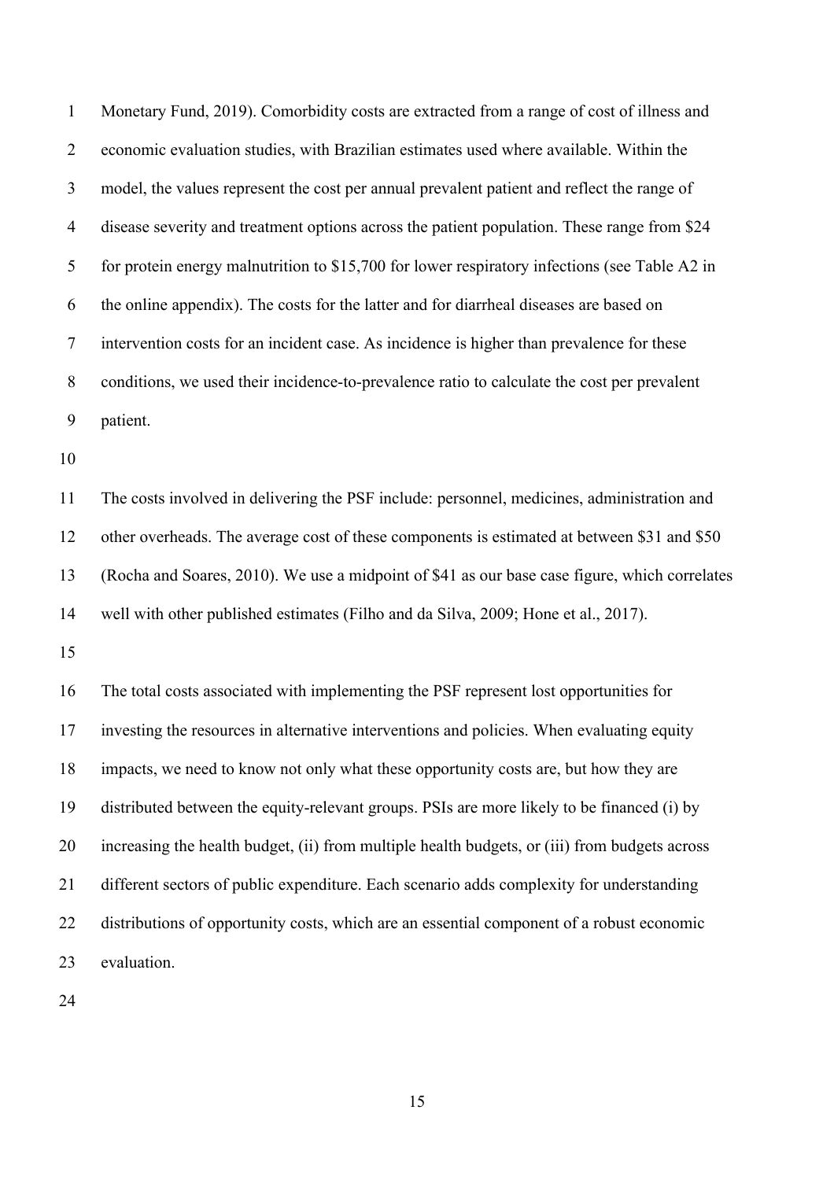Monetary Fund, 2019). Comorbidity costs are extracted from a range of cost of illness and economic evaluation studies, with Brazilian estimates used where available. Within the model, the values represent the cost per annual prevalent patient and reflect the range of disease severity and treatment options across the patient population. These range from $24 for protein energy malnutrition to $15,700 for lower respiratory infections (see Table A2 in the online appendix). The costs for the latter and for diarrheal diseases are based on intervention costs for an incident case. As incidence is higher than prevalence for these conditions, we used their incidence-to-prevalence ratio to calculate the cost per prevalent patient.

The costs involved in delivering the PSF include: personnel, medicines, administration and other overheads. The average cost of these components is estimated at between $31 and $50 (Rocha and Soares, 2010). We use a midpoint of $41 as our base case figure, which correlates well with other published estimates (Filho and da Silva, 2009; Hone et al., 2017).

The total costs associated with implementing the PSF represent lost opportunities for investing the resources in alternative interventions and policies. When evaluating equity impacts, we need to know not only what these opportunity costs are, but how they are distributed between the equity-relevant groups. PSIs are more likely to be financed (i) by increasing the health budget, (ii) from multiple health budgets, or (iii) from budgets across different sectors of public expenditure. Each scenario adds complexity for understanding distributions of opportunity costs, which are an essential component of a robust economic evaluation.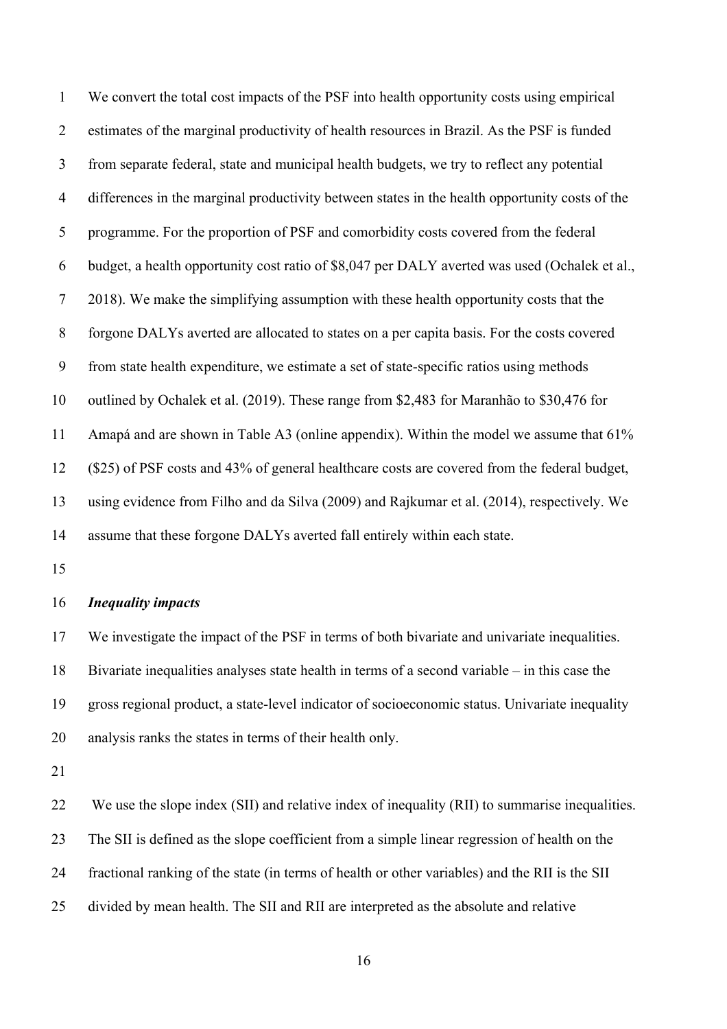We convert the total cost impacts of the PSF into health opportunity costs using empirical estimates of the marginal productivity of health resources in Brazil. As the PSF is funded from separate federal, state and municipal health budgets, we try to reflect any potential differences in the marginal productivity between states in the health opportunity costs of the programme. For the proportion of PSF and comorbidity costs covered from the federal budget, a health opportunity cost ratio of $8,047 per DALY averted was used (Ochalek et al., 2018). We make the simplifying assumption with these health opportunity costs that the forgone DALYs averted are allocated to states on a per capita basis. For the costs covered from state health expenditure, we estimate a set of state-specific ratios using methods outlined by Ochalek et al. (2019). These range from $2,483 for Maranhão to $30,476 for Amapá and are shown in Table A3 (online appendix). Within the model we assume that 61% ($25) of PSF costs and 43% of general healthcare costs are covered from the federal budget, using evidence from Filho and da Silva (2009) and Rajkumar et al. (2014), respectively. We assume that these forgone DALYs averted fall entirely within each state.

### *Inequality impacts*

We investigate the impact of the PSF in terms of both bivariate and univariate inequalities. Bivariate inequalities analyses state health in terms of a second variable – in this case the gross regional product, a state-level indicator of socioeconomic status. Univariate inequality analysis ranks the states in terms of their health only.

We use the slope index (SII) and relative index of inequality (RII) to summarise inequalities. The SII is defined as the slope coefficient from a simple linear regression of health on the fractional ranking of the state (in terms of health or other variables) and the RII is the SII divided by mean health. The SII and RII are interpreted as the absolute and relative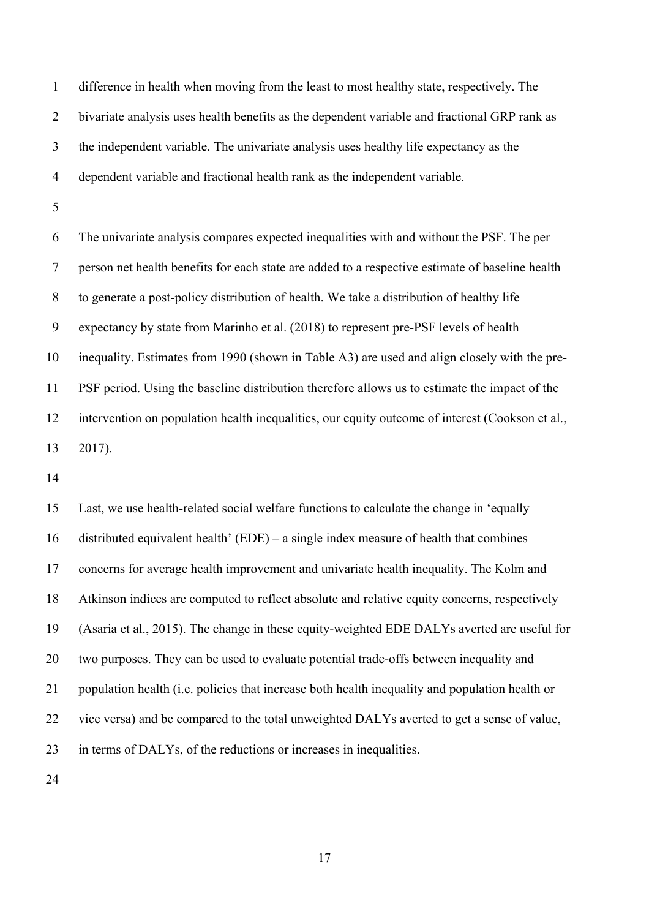difference in health when moving from the least to most healthy state, respectively. The bivariate analysis uses health benefits as the dependent variable and fractional GRP rank as the independent variable. The univariate analysis uses healthy life expectancy as the dependent variable and fractional health rank as the independent variable.

The univariate analysis compares expected inequalities with and without the PSF. The per person net health benefits for each state are added to a respective estimate of baseline health to generate a post-policy distribution of health. We take a distribution of healthy life expectancy by state from Marinho et al. (2018) to represent pre-PSF levels of health inequality. Estimates from 1990 (shown in Table A3) are used and align closely with the pre-PSF period. Using the baseline distribution therefore allows us to estimate the impact of the intervention on population health inequalities, our equity outcome of interest (Cookson et al., 2017).

Last, we use health-related social welfare functions to calculate the change in 'equally distributed equivalent health' (EDE) – a single index measure of health that combines concerns for average health improvement and univariate health inequality. The Kolm and Atkinson indices are computed to reflect absolute and relative equity concerns, respectively (Asaria et al., 2015). The change in these equity-weighted EDE DALYs averted are useful for two purposes. They can be used to evaluate potential trade-offs between inequality and population health (i.e. policies that increase both health inequality and population health or vice versa) and be compared to the total unweighted DALYs averted to get a sense of value, in terms of DALYs, of the reductions or increases in inequalities.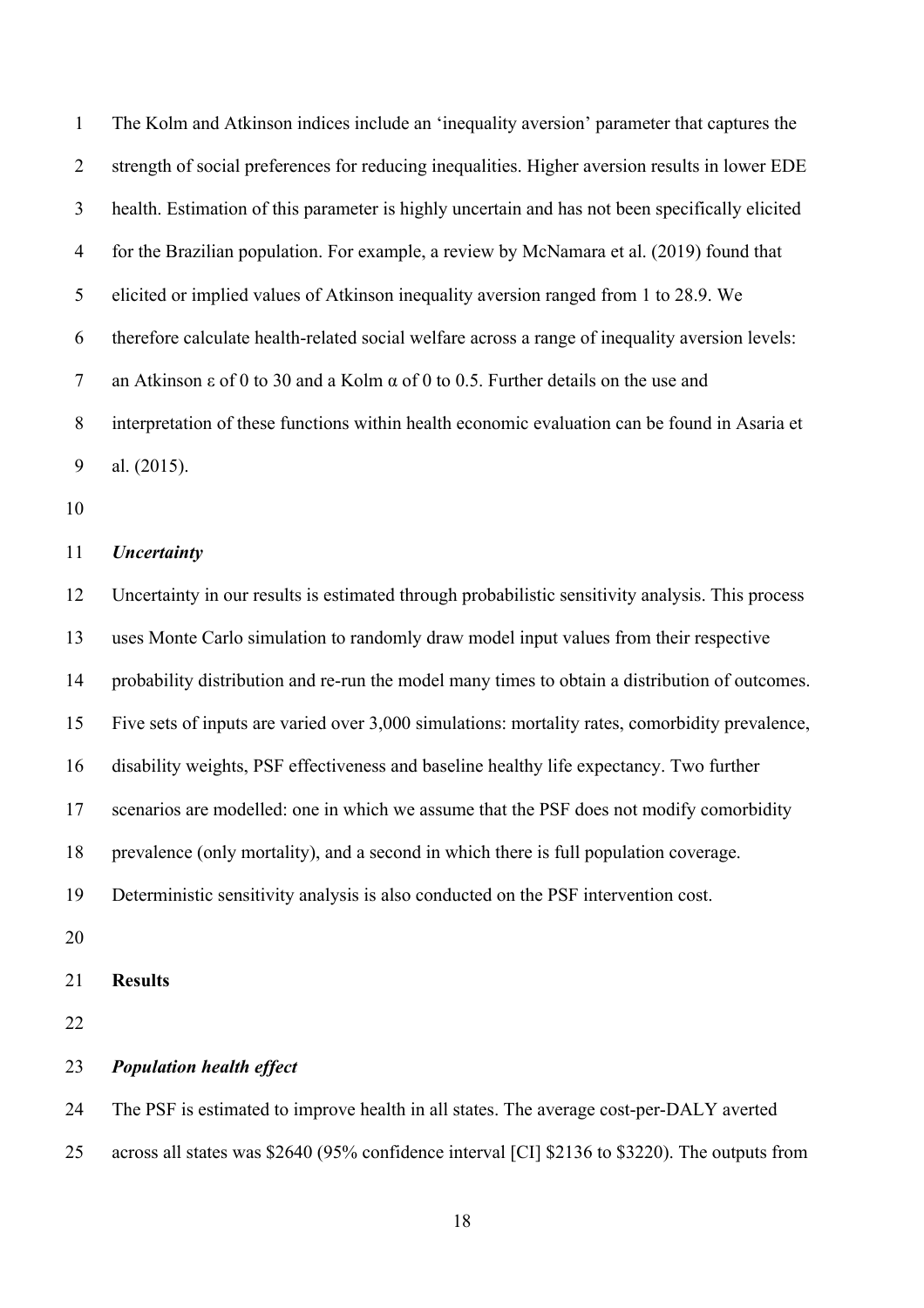The Kolm and Atkinson indices include an 'inequality aversion' parameter that captures the strength of social preferences for reducing inequalities. Higher aversion results in lower EDE health. Estimation of this parameter is highly uncertain and has not been specifically elicited for the Brazilian population. For example, a review by McNamara et al. (2019) found that elicited or implied values of Atkinson inequality aversion ranged from 1 to 28.9. We therefore calculate health-related social welfare across a range of inequality aversion levels: an Atkinson $\varepsilon$ of 0 to 30 and a Kolm $\alpha$ of 0 to 0.5. Further details on the use and interpretation of these functions within health economic evaluation can be found in Asaria et al. (2015).

### *Uncertainty*

Uncertainty in our results is estimated through probabilistic sensitivity analysis. This process uses Monte Carlo simulation to randomly draw model input values from their respective probability distribution and re-run the model many times to obtain a distribution of outcomes. Five sets of inputs are varied over 3,000 simulations: mortality rates, comorbidity prevalence, disability weights, PSF effectiveness and baseline healthy life expectancy. Two further scenarios are modelled: one in which we assume that the PSF does not modify comorbidity prevalence (only mortality), and a second in which there is full population coverage. Deterministic sensitivity analysis is also conducted on the PSF intervention cost.

## Results

### *Population health effect*

The PSF is estimated to improve health in all states. The average cost-per-DALY averted across all states was \$2640 (95% confidence interval [CI] \$2136 to \$3220). The outputs from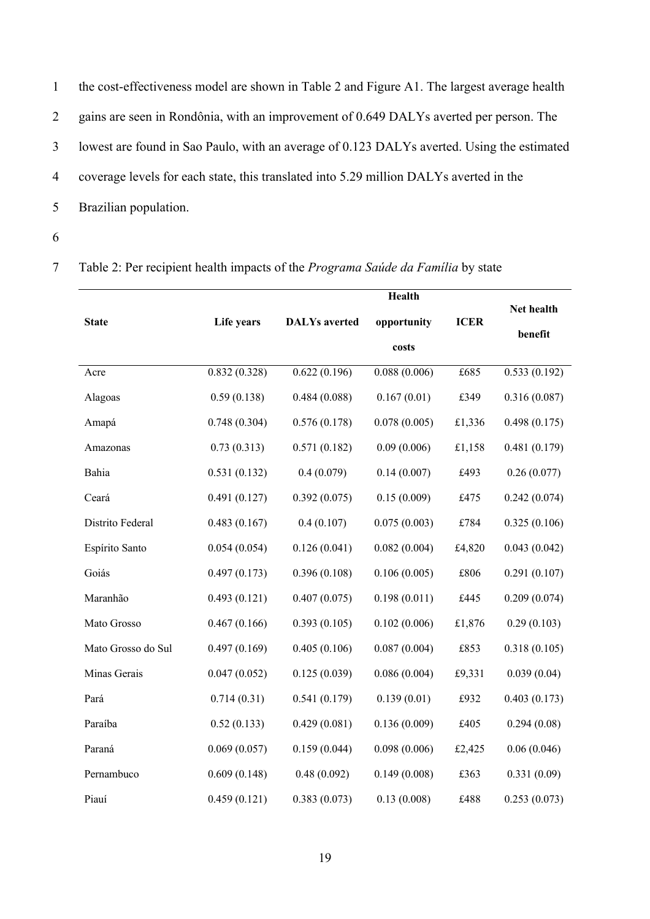the cost-effectiveness model are shown in Table 2 and Figure A1. The largest average health gains are seen in Rondônia, with an improvement of 0.649 DALYs averted per person. The lowest are found in Sao Paulo, with an average of 0.123 DALYs averted. Using the estimated coverage levels for each state, this translated into 5.29 million DALYs averted in the Brazilian population.

Table 2: Per recipient health impacts of the *Programa Saúde da Família* by state

| State | Life years | DALYs averted | Health opportunity costs | ICER | Net health benefit |
|---|---|---|---|---|---|
| Acre | 0.832 (0.328) | 0.622 (0.196) | 0.088 (0.006) | £685 | 0.533 (0.192) |
| Alagoas | 0.59 (0.138) | 0.484 (0.088) | 0.167 (0.01) | £349 | 0.316 (0.087) |
| Amapá | 0.748 (0.304) | 0.576 (0.178) | 0.078 (0.005) | £1,336 | 0.498 (0.175) |
| Amazonas | 0.73 (0.313) | 0.571 (0.182) | 0.09 (0.006) | £1,158 | 0.481 (0.179) |
| Bahia | 0.531 (0.132) | 0.4 (0.079) | 0.14 (0.007) | £493 | 0.26 (0.077) |
| Ceará | 0.491 (0.127) | 0.392 (0.075) | 0.15 (0.009) | £475 | 0.242 (0.074) |
| Distrito Federal | 0.483 (0.167) | 0.4 (0.107) | 0.075 (0.003) | £784 | 0.325 (0.106) |
| Espírito Santo | 0.054 (0.054) | 0.126 (0.041) | 0.082 (0.004) | £4,820 | 0.043 (0.042) |
| Goiás | 0.497 (0.173) | 0.396 (0.108) | 0.106 (0.005) | £806 | 0.291 (0.107) |
| Maranhão | 0.493 (0.121) | 0.407 (0.075) | 0.198 (0.011) | £445 | 0.209 (0.074) |
| Mato Grosso | 0.467 (0.166) | 0.393 (0.105) | 0.102 (0.006) | £1,876 | 0.29 (0.103) |
| Mato Grosso do Sul | 0.497 (0.169) | 0.405 (0.106) | 0.087 (0.004) | £853 | 0.318 (0.105) |
| Minas Gerais | 0.047 (0.052) | 0.125 (0.039) | 0.086 (0.004) | £9,331 | 0.039 (0.04) |
| Pará | 0.714 (0.31) | 0.541 (0.179) | 0.139 (0.01) | £932 | 0.403 (0.173) |
| Paraíba | 0.52 (0.133) | 0.429 (0.081) | 0.136 (0.009) | £405 | 0.294 (0.08) |
| Paraná | 0.069 (0.057) | 0.159 (0.044) | 0.098 (0.006) | £2,425 | 0.06 (0.046) |
| Pernambuco | 0.609 (0.148) | 0.48 (0.092) | 0.149 (0.008) | £363 | 0.331 (0.09) |
| Piauí | 0.459 (0.121) | 0.383 (0.073) | 0.13 (0.008) | £488 | 0.253 (0.073) |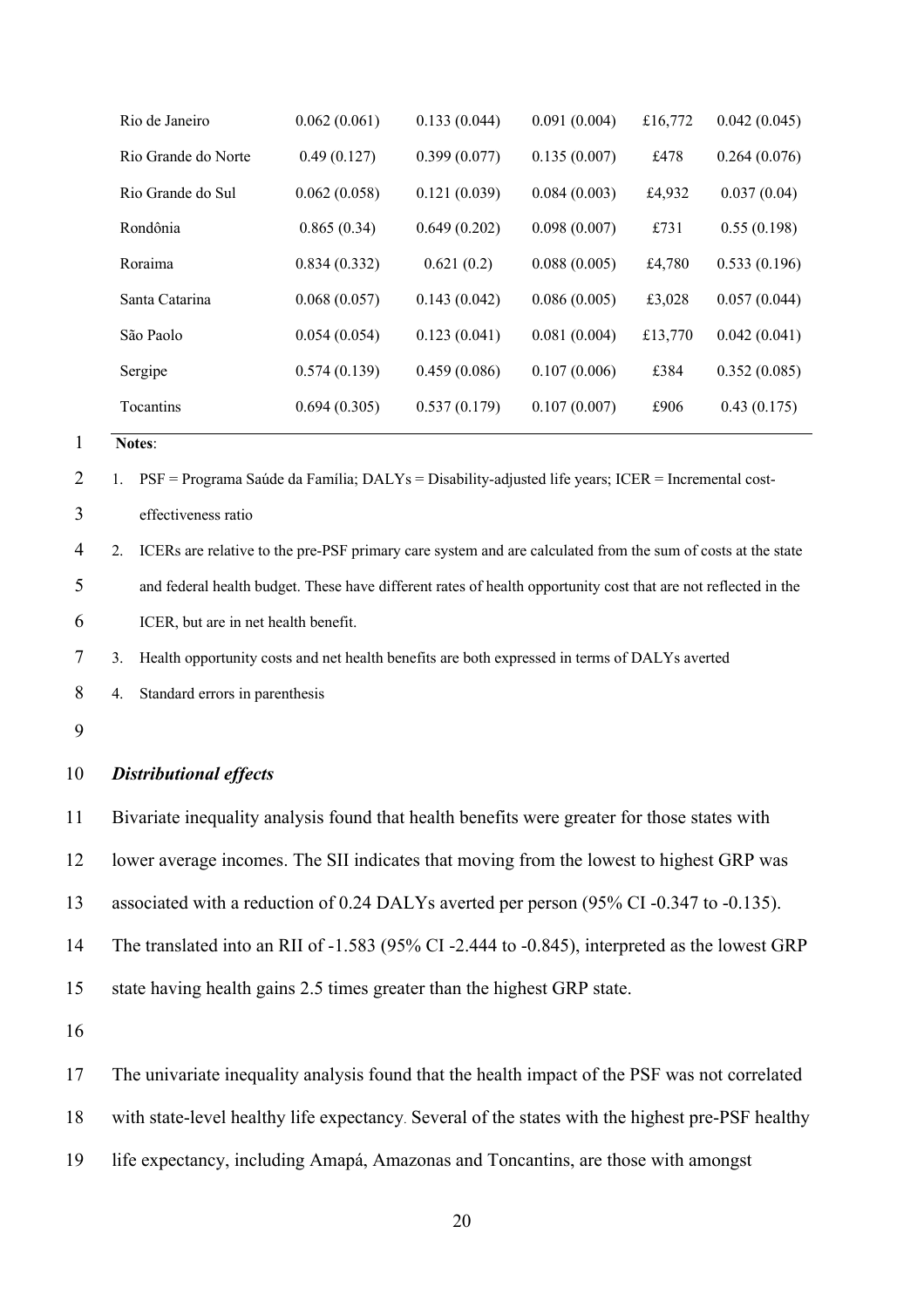| | | | | | |
|---|---|---|---|---|---|
| Rio de Janeiro | 0.062 (0.061) | 0.133 (0.044) | 0.091 (0.004) | £16,772 | 0.042 (0.045) |
| Rio Grande do Norte | 0.49 (0.127) | 0.399 (0.077) | 0.135 (0.007) | £478 | 0.264 (0.076) |
| Rio Grande do Sul | 0.062 (0.058) | 0.121 (0.039) | 0.084 (0.003) | £4,932 | 0.037 (0.04) |
| Rondônia | 0.865 (0.34) | 0.649 (0.202) | 0.098 (0.007) | £731 | 0.55 (0.198) |
| Roraima | 0.834 (0.332) | 0.621 (0.2) | 0.088 (0.005) | £4,780 | 0.533 (0.196) |
| Santa Catarina | 0.068 (0.057) | 0.143 (0.042) | 0.086 (0.005) | £3,028 | 0.057 (0.044) |
| São Paolo | 0.054 (0.054) | 0.123 (0.041) | 0.081 (0.004) | £13,770 | 0.042 (0.041) |
| Sergipe | 0.574 (0.139) | 0.459 (0.086) | 0.107 (0.006) | £384 | 0.352 (0.085) |
| Tocantins | 0.694 (0.305) | 0.537 (0.179) | 0.107 (0.007) | £906 | 0.43 (0.175) |

**Notes**:

1. PSF = Programa Saúde da Família; DALYs = Disability-adjusted life years; ICER = Incremental cost-effectiveness ratio
2. ICERs are relative to the pre-PSF primary care system and are calculated from the sum of costs at the state and federal health budget. These have different rates of health opportunity cost that are not reflected in the ICER, but are in net health benefit.
3. Health opportunity costs and net health benefits are both expressed in terms of DALYs averted
4. Standard errors in parenthesis

### *Distributional effects*

Bivariate inequality analysis found that health benefits were greater for those states with lower average incomes. The SII indicates that moving from the lowest to highest GRP was associated with a reduction of 0.24 DALYs averted per person (95% CI -0.347 to -0.135). The translated into an RII of -1.583 (95% CI -2.444 to -0.845), interpreted as the lowest GRP state having health gains 2.5 times greater than the highest GRP state.

The univariate inequality analysis found that the health impact of the PSF was not correlated with state-level healthy life expectancy. Several of the states with the highest pre-PSF healthy life expectancy, including Amapá, Amazonas and Toncantins, are those with amongst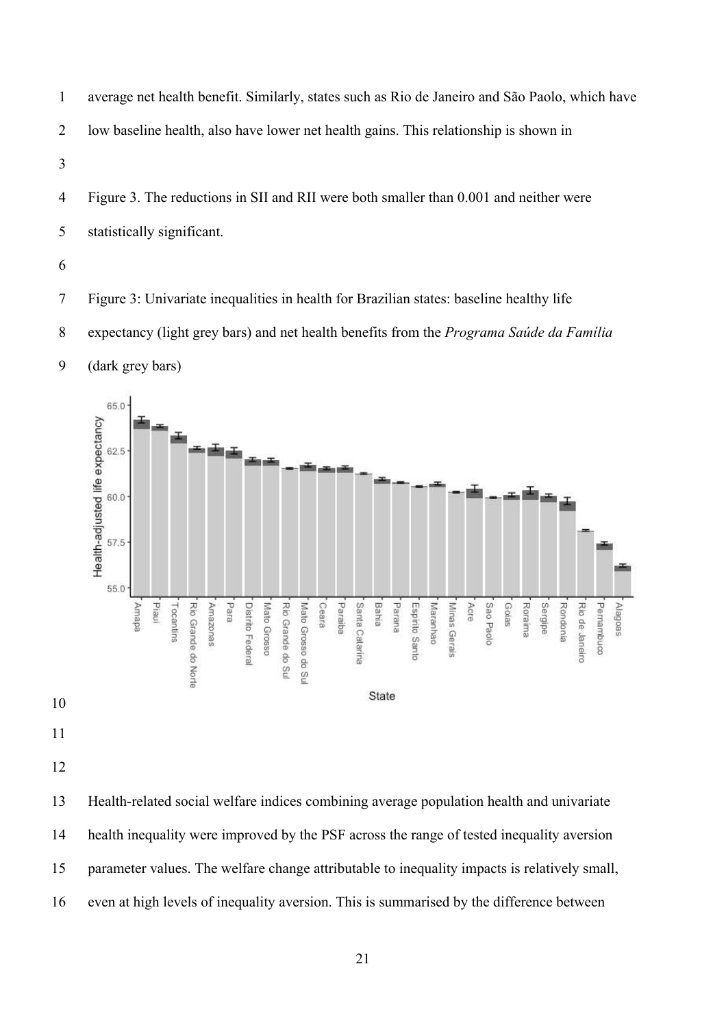average net health benefit. Similarly, states such as Rio de Janeiro and São Paolo, which have low baseline health, also have lower net health gains. This relationship is shown in

Figure 3. The reductions in SII and RII were both smaller than 0.001 and neither were statistically significant.

Figure 3: Univariate inequalities in health for Brazilian states: baseline healthy life expectancy (light grey bars) and net health benefits from the *Programa Saúde da Família* (dark grey bars)

Health-related social welfare indices combining average population health and univariate health inequality were improved by the PSF across the range of tested inequality aversion parameter values. The welfare change attributable to inequality impacts is relatively small, even at high levels of inequality aversion. This is summarised by the difference between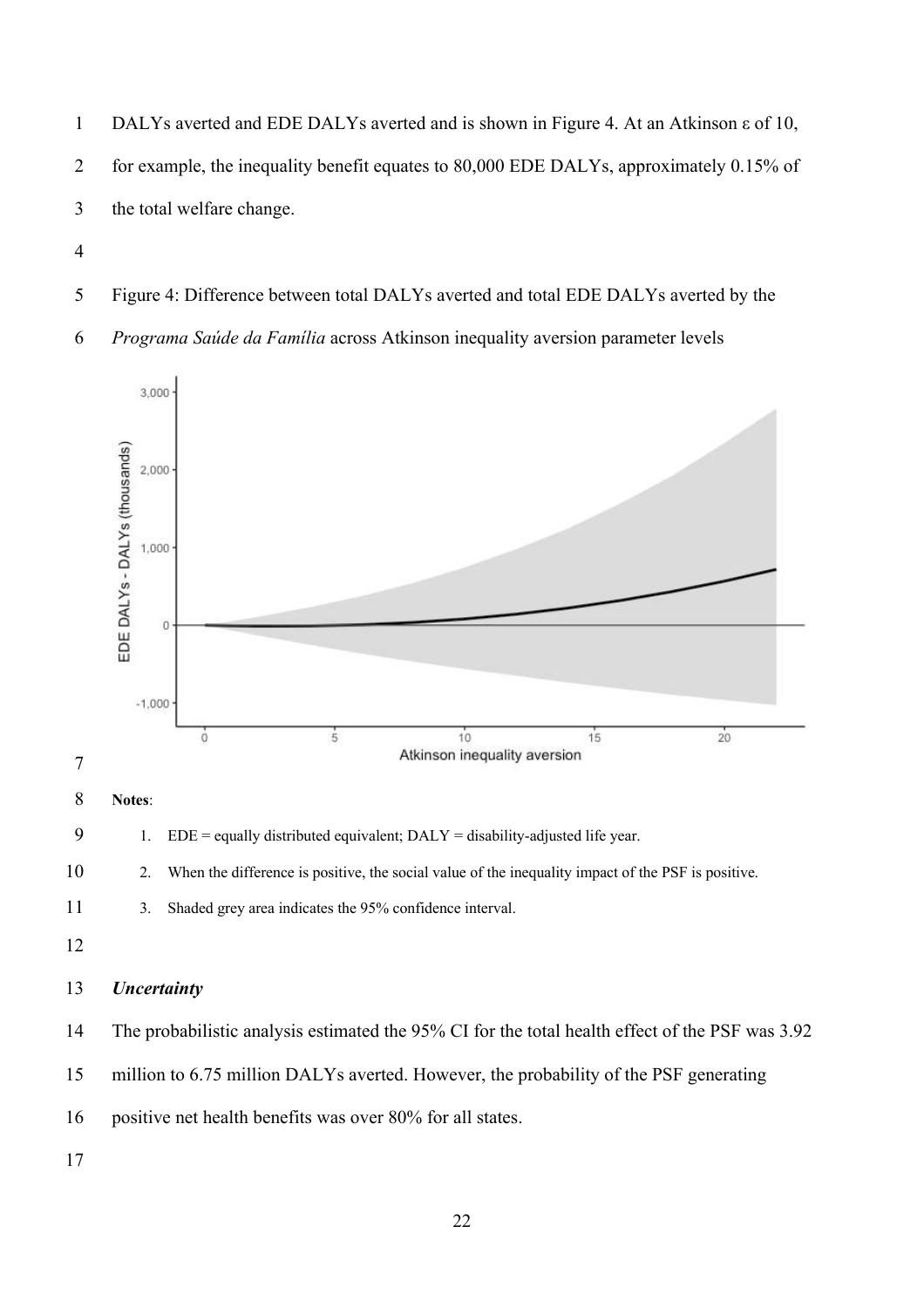DALYs averted and EDE DALYs averted and is shown in Figure 4. At an Atkinson ε of 10, for example, the inequality benefit equates to 80,000 EDE DALYs, approximately 0.15% of the total welfare change.

Figure 4: Difference between total DALYs averted and total EDE DALYs averted by the *Programa Saúde da Família* across Atkinson inequality aversion parameter levels

**Notes**:

1. EDE = equally distributed equivalent; DALY = disability-adjusted life year.
2. When the difference is positive, the social value of the inequality impact of the PSF is positive.
3. Shaded grey area indicates the 95% confidence interval.

### *Uncertainty*

The probabilistic analysis estimated the 95% CI for the total health effect of the PSF was 3.92 million to 6.75 million DALYs averted. However, the probability of the PSF generating positive net health benefits was over 80% for all states.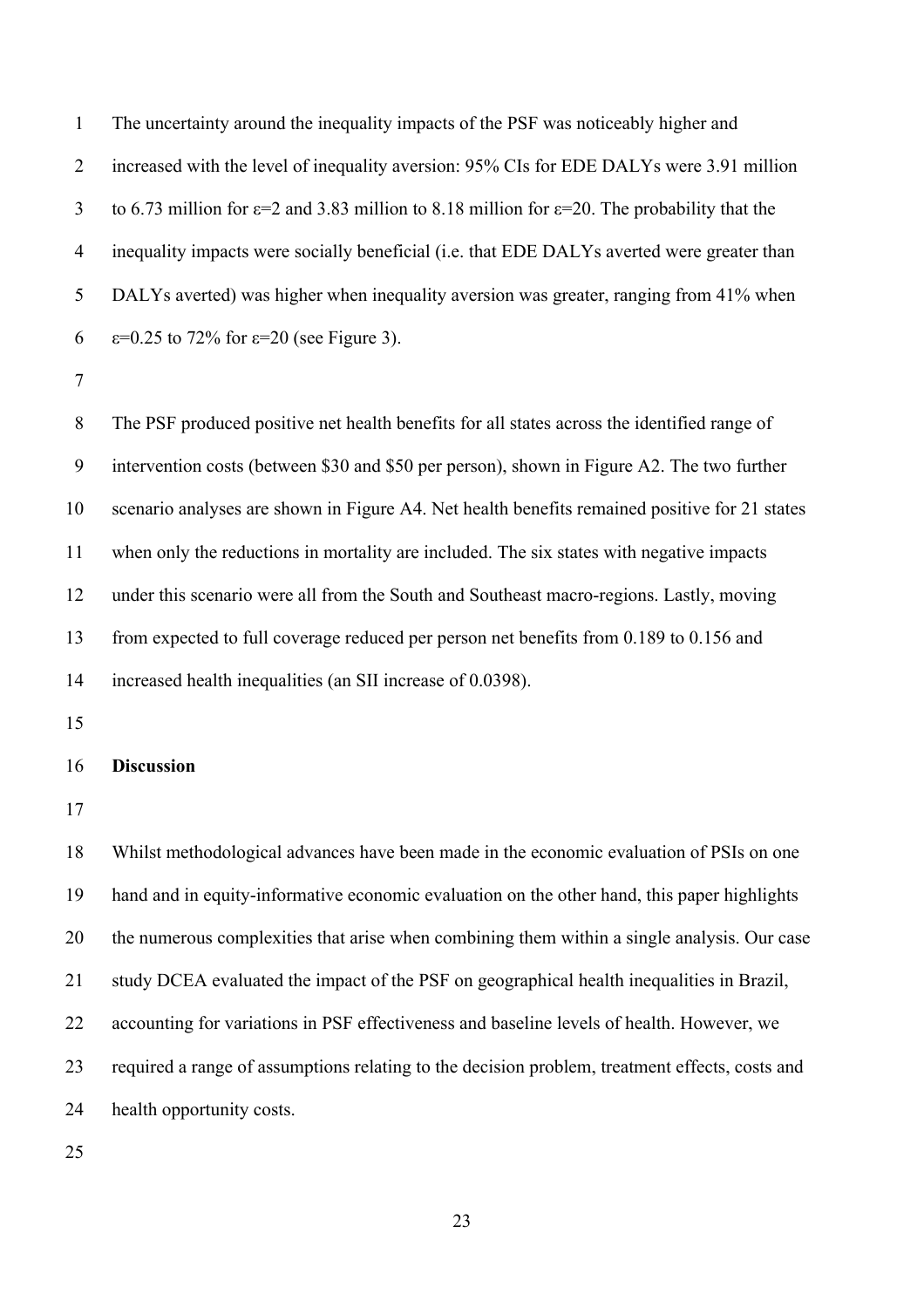The uncertainty around the inequality impacts of the PSF was noticeably higher and increased with the level of inequality aversion: 95% CIs for EDE DALYs were 3.91 million to 6.73 million for $\varepsilon=2$ and 3.83 million to 8.18 million for $\varepsilon=20$. The probability that the inequality impacts were socially beneficial (i.e. that EDE DALYs averted were greater than DALYs averted) was higher when inequality aversion was greater, ranging from 41% when $\varepsilon=0.25$ to 72% for $\varepsilon=20$ (see Figure 3).

The PSF produced positive net health benefits for all states across the identified range of intervention costs (between $30 and $50 per person), shown in Figure A2. The two further scenario analyses are shown in Figure A4. Net health benefits remained positive for 21 states when only the reductions in mortality are included. The six states with negative impacts under this scenario were all from the South and Southeast macro-regions. Lastly, moving from expected to full coverage reduced per person net benefits from 0.189 to 0.156 and increased health inequalities (an SII increase of 0.0398).

**Discussion**

Whilst methodological advances have been made in the economic evaluation of PSIs on one hand and in equity-informative economic evaluation on the other hand, this paper highlights the numerous complexities that arise when combining them within a single analysis. Our case study DCEA evaluated the impact of the PSF on geographical health inequalities in Brazil, accounting for variations in PSF effectiveness and baseline levels of health. However, we required a range of assumptions relating to the decision problem, treatment effects, costs and health opportunity costs.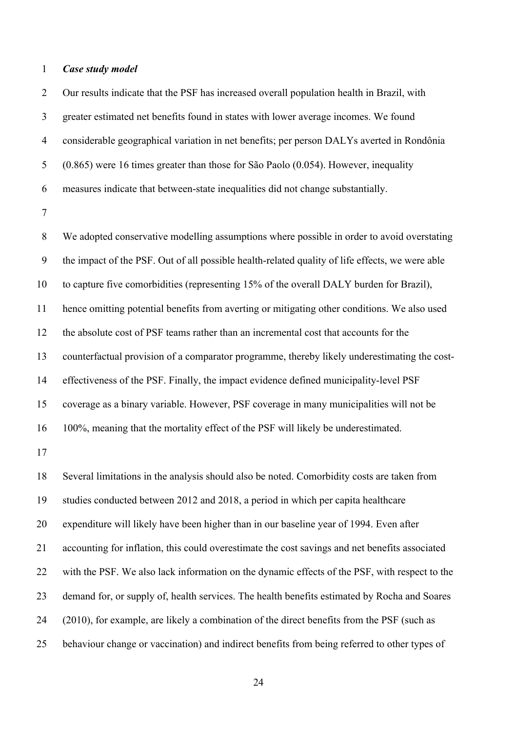### *Case study model*

Our results indicate that the PSF has increased overall population health in Brazil, with greater estimated net benefits found in states with lower average incomes. We found considerable geographical variation in net benefits; per person DALYs averted in Rondônia (0.865) were 16 times greater than those for São Paolo (0.054). However, inequality measures indicate that between-state inequalities did not change substantially.

We adopted conservative modelling assumptions where possible in order to avoid overstating the impact of the PSF. Out of all possible health-related quality of life effects, we were able to capture five comorbidities (representing 15% of the overall DALY burden for Brazil), hence omitting potential benefits from averting or mitigating other conditions. We also used the absolute cost of PSF teams rather than an incremental cost that accounts for the counterfactual provision of a comparator programme, thereby likely underestimating the cost-effectiveness of the PSF. Finally, the impact evidence defined municipality-level PSF coverage as a binary variable. However, PSF coverage in many municipalities will not be 100%, meaning that the mortality effect of the PSF will likely be underestimated.

Several limitations in the analysis should also be noted. Comorbidity costs are taken from studies conducted between 2012 and 2018, a period in which per capita healthcare expenditure will likely have been higher than in our baseline year of 1994. Even after accounting for inflation, this could overestimate the cost savings and net benefits associated with the PSF. We also lack information on the dynamic effects of the PSF, with respect to the demand for, or supply of, health services. The health benefits estimated by Rocha and Soares (2010), for example, are likely a combination of the direct benefits from the PSF (such as behaviour change or vaccination) and indirect benefits from being referred to other types of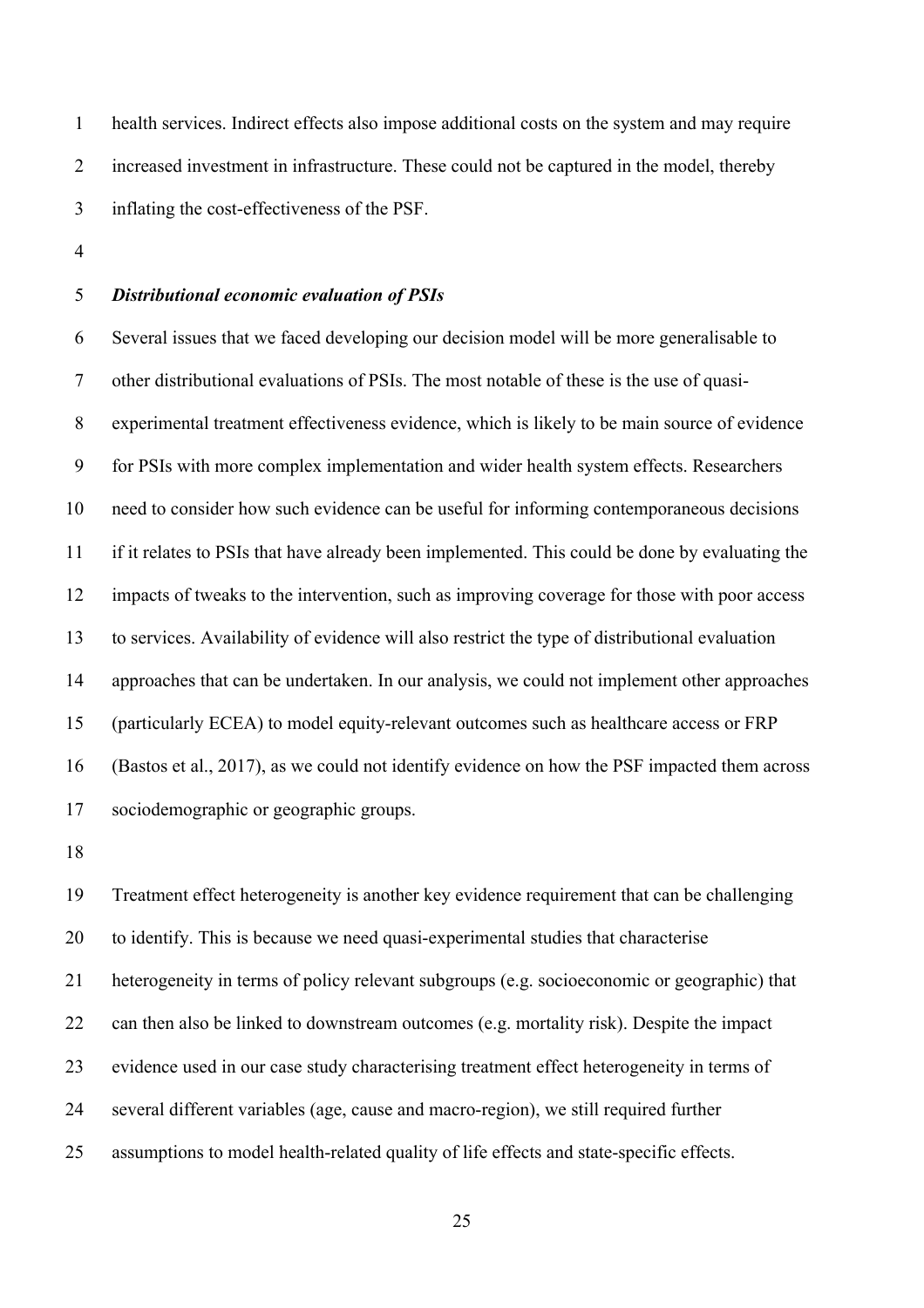health services. Indirect effects also impose additional costs on the system and may require increased investment in infrastructure. These could not be captured in the model, thereby inflating the cost-effectiveness of the PSF.

### *Distributional economic evaluation of PSIs*

Several issues that we faced developing our decision model will be more generalisable to other distributional evaluations of PSIs. The most notable of these is the use of quasi-experimental treatment effectiveness evidence, which is likely to be main source of evidence for PSIs with more complex implementation and wider health system effects. Researchers need to consider how such evidence can be useful for informing contemporaneous decisions if it relates to PSIs that have already been implemented. This could be done by evaluating the impacts of tweaks to the intervention, such as improving coverage for those with poor access to services. Availability of evidence will also restrict the type of distributional evaluation approaches that can be undertaken. In our analysis, we could not implement other approaches (particularly ECEA) to model equity-relevant outcomes such as healthcare access or FRP (Bastos et al., 2017), as we could not identify evidence on how the PSF impacted them across sociodemographic or geographic groups.

Treatment effect heterogeneity is another key evidence requirement that can be challenging to identify. This is because we need quasi-experimental studies that characterise heterogeneity in terms of policy relevant subgroups (e.g. socioeconomic or geographic) that can then also be linked to downstream outcomes (e.g. mortality risk). Despite the impact evidence used in our case study characterising treatment effect heterogeneity in terms of several different variables (age, cause and macro-region), we still required further assumptions to model health-related quality of life effects and state-specific effects.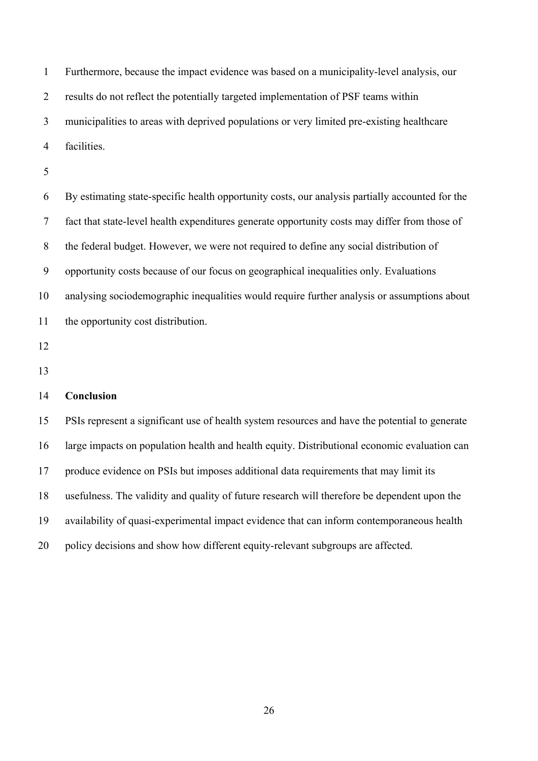Furthermore, because the impact evidence was based on a municipality-level analysis, our results do not reflect the potentially targeted implementation of PSF teams within municipalities to areas with deprived populations or very limited pre-existing healthcare facilities.

By estimating state-specific health opportunity costs, our analysis partially accounted for the fact that state-level health expenditures generate opportunity costs may differ from those of the federal budget. However, we were not required to define any social distribution of opportunity costs because of our focus on geographical inequalities only. Evaluations analysing sociodemographic inequalities would require further analysis or assumptions about the opportunity cost distribution.

## Conclusion

PSIs represent a significant use of health system resources and have the potential to generate large impacts on population health and health equity. Distributional economic evaluation can produce evidence on PSIs but imposes additional data requirements that may limit its usefulness. The validity and quality of future research will therefore be dependent upon the availability of quasi-experimental impact evidence that can inform contemporaneous health policy decisions and show how different equity-relevant subgroups are affected.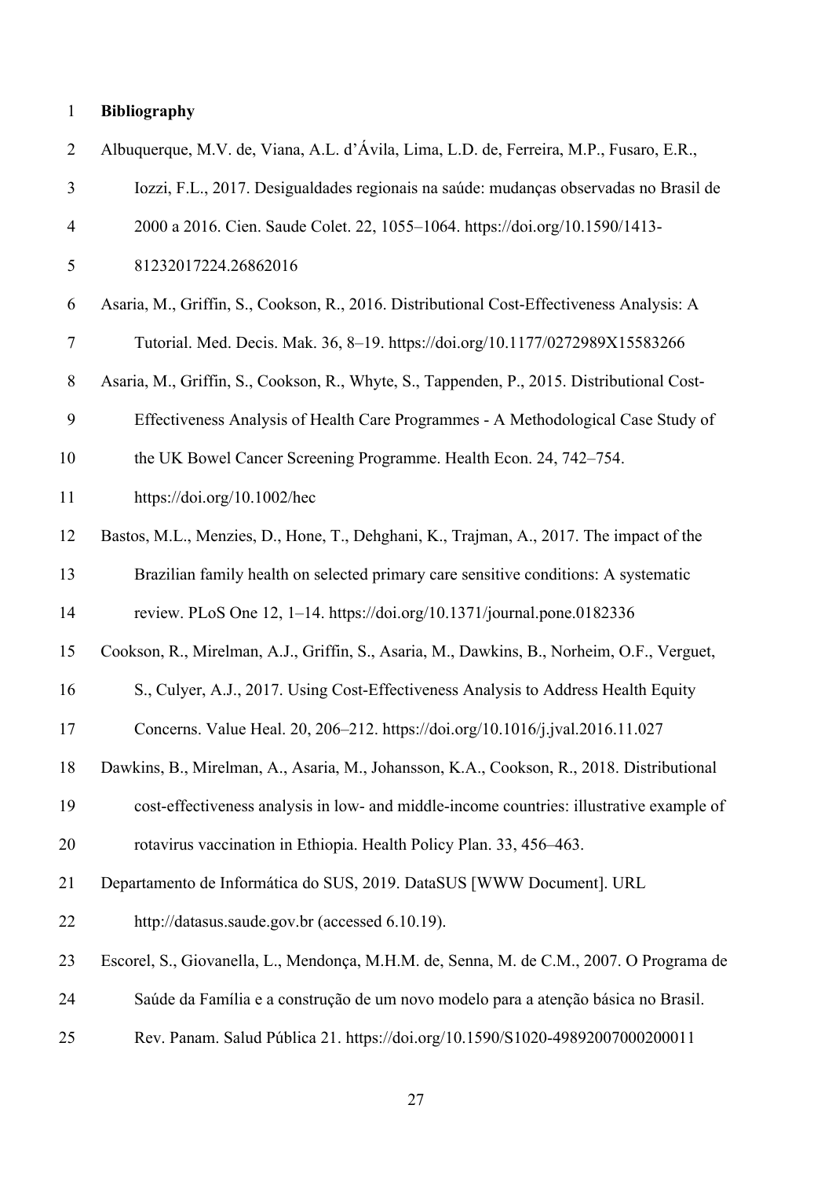# Bibliography

Albuquerque, M.V. de, Viana, A.L. d'Ávila, Lima, L.D. de, Ferreira, M.P., Fusaro, E.R., Iozzi, F.L., 2017. Desigualdades regionais na saúde: mudanças observadas no Brasil de 2000 a 2016. Cien. Saude Colet. 22, 1055–1064. https://doi.org/10.1590/1413-81232017224.26862016

Asaria, M., Griffin, S., Cookson, R., 2016. Distributional Cost-Effectiveness Analysis: A Tutorial. Med. Decis. Mak. 36, 8–19. https://doi.org/10.1177/0272989X15583266

Asaria, M., Griffin, S., Cookson, R., Whyte, S., Tappenden, P., 2015. Distributional Cost-Effectiveness Analysis of Health Care Programmes - A Methodological Case Study of the UK Bowel Cancer Screening Programme. Health Econ. 24, 742–754. https://doi.org/10.1002/hec

Bastos, M.L., Menzies, D., Hone, T., Dehghani, K., Trajman, A., 2017. The impact of the Brazilian family health on selected primary care sensitive conditions: A systematic review. PLoS One 12, 1–14. https://doi.org/10.1371/journal.pone.0182336

Cookson, R., Mirelman, A.J., Griffin, S., Asaria, M., Dawkins, B., Norheim, O.F., Verguet, S., Culyer, A.J., 2017. Using Cost-Effectiveness Analysis to Address Health Equity Concerns. Value Heal. 20, 206–212. https://doi.org/10.1016/j.jval.2016.11.027

Dawkins, B., Mirelman, A., Asaria, M., Johansson, K.A., Cookson, R., 2018. Distributional cost-effectiveness analysis in low- and middle-income countries: illustrative example of rotavirus vaccination in Ethiopia. Health Policy Plan. 33, 456–463.

Departamento de Informática do SUS, 2019. DataSUS [WWW Document]. URL http://datasus.saude.gov.br (accessed 6.10.19).

Escorel, S., Giovanella, L., Mendonça, M.H.M. de, Senna, M. de C.M., 2007. O Programa de Saúde da Família e a construção de um novo modelo para a atenção básica no Brasil. Rev. Panam. Salud Pública 21. https://doi.org/10.1590/S1020-49892007000200011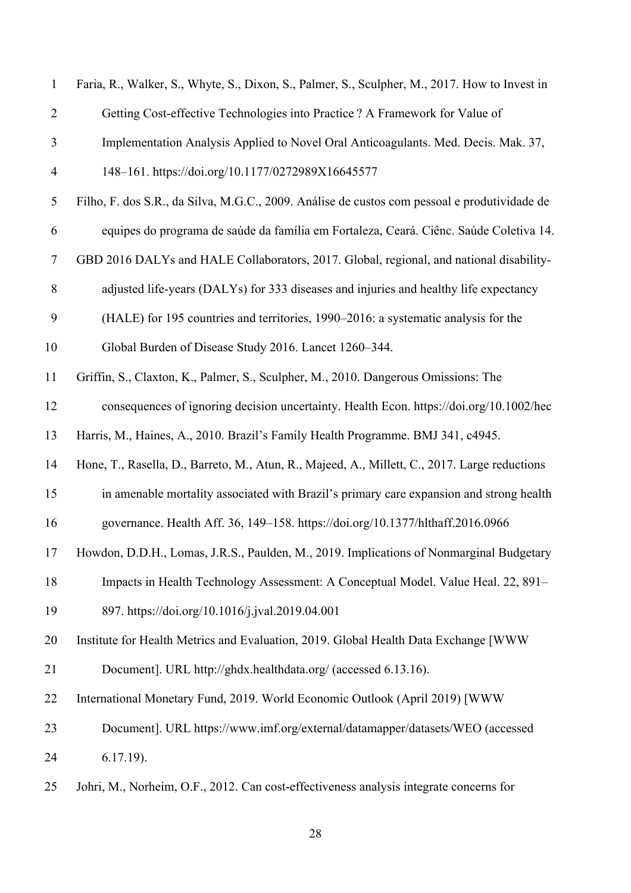Faria, R., Walker, S., Whyte, S., Dixon, S., Palmer, S., Sculpher, M., 2017. How to Invest in Getting Cost-effective Technologies into Practice ? A Framework for Value of Implementation Analysis Applied to Novel Oral Anticoagulants. Med. Decis. Mak. 37, 148–161. https://doi.org/10.1177/0272989X16645577

Filho, F. dos S.R., da Silva, M.G.C., 2009. Análise de custos com pessoal e produtividade de equipes do programa de saúde da família em Fortaleza, Ceará. Ciênc. Saúde Coletiva 14.

GBD 2016 DALYs and HALE Collaborators, 2017. Global, regional, and national disability-adjusted life-years (DALYs) for 333 diseases and injuries and healthy life expectancy (HALE) for 195 countries and territories, 1990–2016: a systematic analysis for the Global Burden of Disease Study 2016. Lancet 1260–344.

Griffin, S., Claxton, K., Palmer, S., Sculpher, M., 2010. Dangerous Omissions: The consequences of ignoring decision uncertainty. Health Econ. https://doi.org/10.1002/hec

Harris, M., Haines, A., 2010. Brazil's Family Health Programme. BMJ 341, c4945.

Hone, T., Rasella, D., Barreto, M., Atun, R., Majeed, A., Millett, C., 2017. Large reductions in amenable mortality associated with Brazil's primary care expansion and strong health governance. Health Aff. 36, 149–158. https://doi.org/10.1377/hlthaff.2016.0966

Howdon, D.D.H., Lomas, J.R.S., Paulden, M., 2019. Implications of Nonmarginal Budgetary Impacts in Health Technology Assessment: A Conceptual Model. Value Heal. 22, 891–897. https://doi.org/10.1016/j.jval.2019.04.001

Institute for Health Metrics and Evaluation, 2019. Global Health Data Exchange [WWW Document]. URL http://ghdx.healthdata.org/ (accessed 6.13.16).

International Monetary Fund, 2019. World Economic Outlook (April 2019) [WWW Document]. URL https://www.imf.org/external/datamapper/datasets/WEO (accessed 6.17.19).

Johri, M., Norheim, O.F., 2012. Can cost-effectiveness analysis integrate concerns for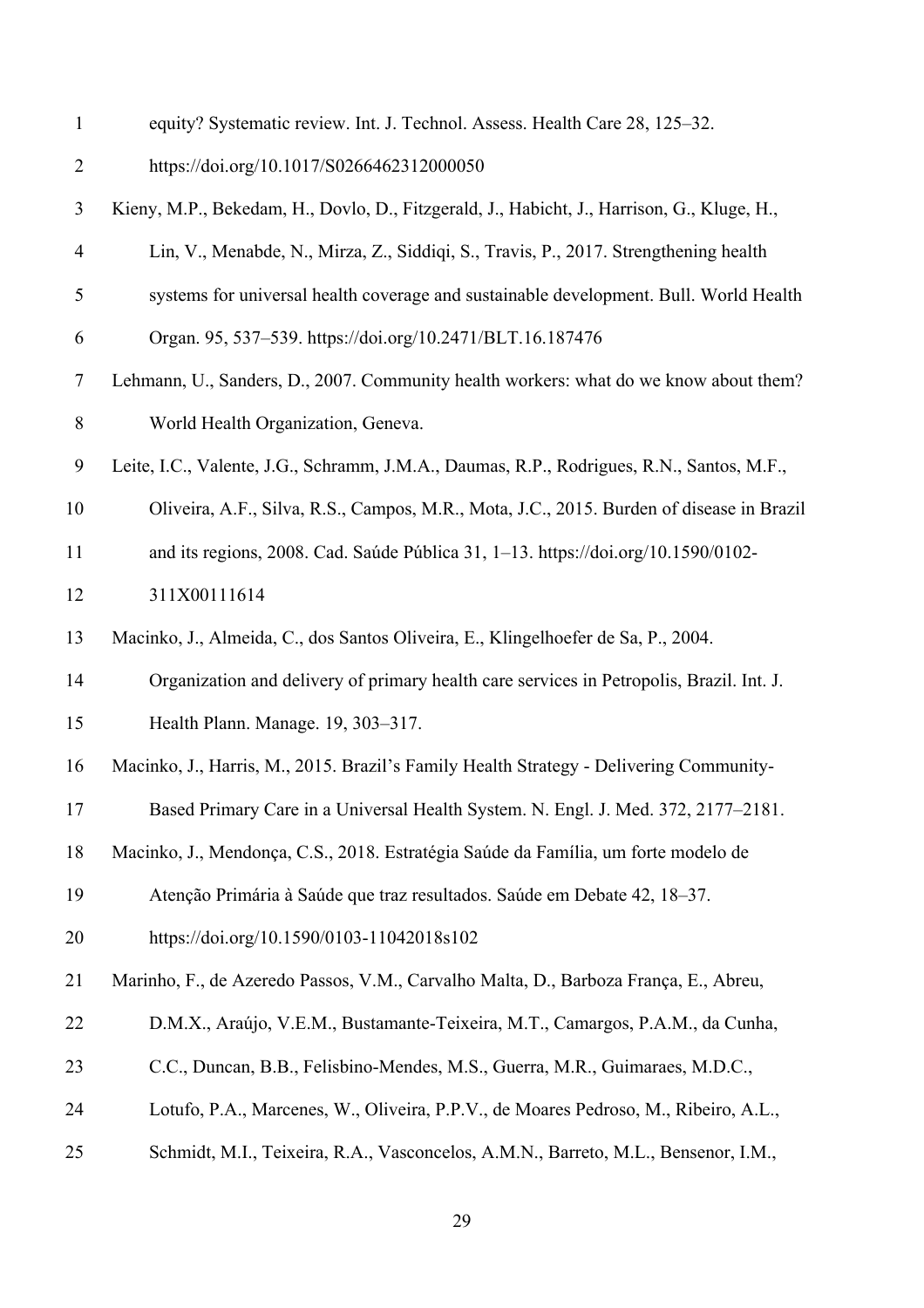equity? Systematic review. Int. J. Technol. Assess. Health Care 28, 125–32. https://doi.org/10.1017/S0266462312000050

Kieny, M.P., Bekedam, H., Dovlo, D., Fitzgerald, J., Habicht, J., Harrison, G., Kluge, H., Lin, V., Menabde, N., Mirza, Z., Siddiqi, S., Travis, P., 2017. Strengthening health systems for universal health coverage and sustainable development. Bull. World Health Organ. 95, 537–539. https://doi.org/10.2471/BLT.16.187476

Lehmann, U., Sanders, D., 2007. Community health workers: what do we know about them? World Health Organization, Geneva.

Leite, I.C., Valente, J.G., Schramm, J.M.A., Daumas, R.P., Rodrigues, R.N., Santos, M.F., Oliveira, A.F., Silva, R.S., Campos, M.R., Mota, J.C., 2015. Burden of disease in Brazil and its regions, 2008. Cad. Saúde Pública 31, 1–13. https://doi.org/10.1590/0102-311X00111614

Macinko, J., Almeida, C., dos Santos Oliveira, E., Klingelhoefer de Sa, P., 2004. Organization and delivery of primary health care services in Petropolis, Brazil. Int. J. Health Plann. Manage. 19, 303–317.

Macinko, J., Harris, M., 2015. Brazil's Family Health Strategy - Delivering Community-Based Primary Care in a Universal Health System. N. Engl. J. Med. 372, 2177–2181.

Macinko, J., Mendonça, C.S., 2018. Estratégia Saúde da Família, um forte modelo de Atenção Primária à Saúde que traz resultados. Saúde em Debate 42, 18–37. https://doi.org/10.1590/0103-11042018s102

Marinho, F., de Azeredo Passos, V.M., Carvalho Malta, D., Barboza França, E., Abreu, D.M.X., Araújo, V.E.M., Bustamante-Teixeira, M.T., Camargos, P.A.M., da Cunha, C.C., Duncan, B.B., Felisbino-Mendes, M.S., Guerra, M.R., Guimaraes, M.D.C., Lotufo, P.A., Marcenes, W., Oliveira, P.P.V., de Moares Pedroso, M., Ribeiro, A.L., Schmidt, M.I., Teixeira, R.A., Vasconcelos, A.M.N., Barreto, M.L., Bensenor, I.M.,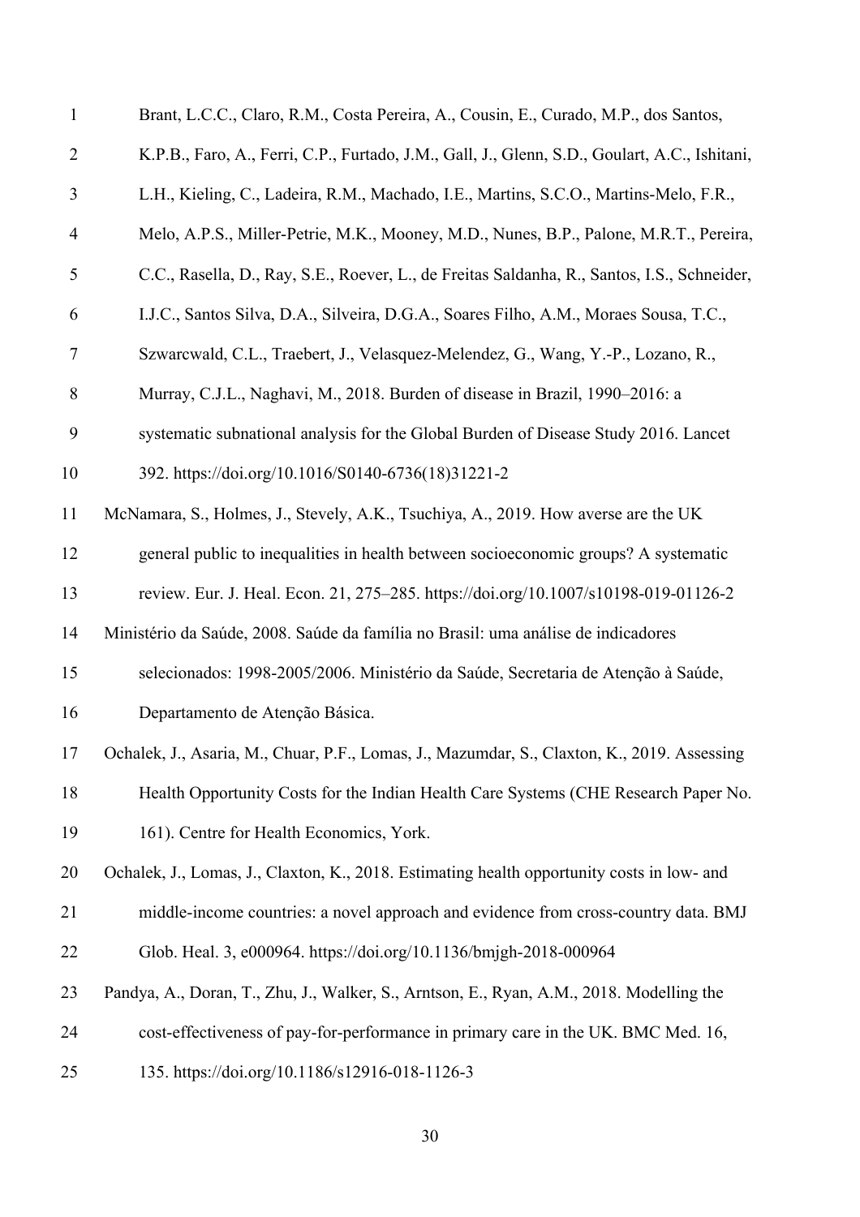Brant, L.C.C., Claro, R.M., Costa Pereira, A., Cousin, E., Curado, M.P., dos Santos, K.P.B., Faro, A., Ferri, C.P., Furtado, J.M., Gall, J., Glenn, S.D., Goulart, A.C., Ishitani, L.H., Kieling, C., Ladeira, R.M., Machado, I.E., Martins, S.C.O., Martins-Melo, F.R., Melo, A.P.S., Miller-Petrie, M.K., Mooney, M.D., Nunes, B.P., Palone, M.R.T., Pereira, C.C., Rasella, D., Ray, S.E., Roever, L., de Freitas Saldanha, R., Santos, I.S., Schneider, I.J.C., Santos Silva, D.A., Silveira, D.G.A., Soares Filho, A.M., Moraes Sousa, T.C., Szwarcwald, C.L., Traebert, J., Velasquez-Melendez, G., Wang, Y.-P., Lozano, R., Murray, C.J.L., Naghavi, M., 2018. Burden of disease in Brazil, 1990–2016: a systematic subnational analysis for the Global Burden of Disease Study 2016. Lancet 392. https://doi.org/10.1016/S0140-6736(18)31221-2

McNamara, S., Holmes, J., Stevely, A.K., Tsuchiya, A., 2019. How averse are the UK general public to inequalities in health between socioeconomic groups? A systematic review. Eur. J. Heal. Econ. 21, 275–285. https://doi.org/10.1007/s10198-019-01126-2

Ministério da Saúde, 2008. Saúde da família no Brasil: uma análise de indicadores selecionados: 1998-2005/2006. Ministério da Saúde, Secretaria de Atenção à Saúde, Departamento de Atenção Básica.

Ochalek, J., Asaria, M., Chuar, P.F., Lomas, J., Mazumdar, S., Claxton, K., 2019. Assessing Health Opportunity Costs for the Indian Health Care Systems (CHE Research Paper No. 161). Centre for Health Economics, York.

Ochalek, J., Lomas, J., Claxton, K., 2018. Estimating health opportunity costs in low- and middle-income countries: a novel approach and evidence from cross-country data. BMJ Glob. Heal. 3, e000964. https://doi.org/10.1136/bmjgh-2018-000964

Pandya, A., Doran, T., Zhu, J., Walker, S., Arntson, E., Ryan, A.M., 2018. Modelling the cost-effectiveness of pay-for-performance in primary care in the UK. BMC Med. 16, 135. https://doi.org/10.1186/s12916-018-1126-3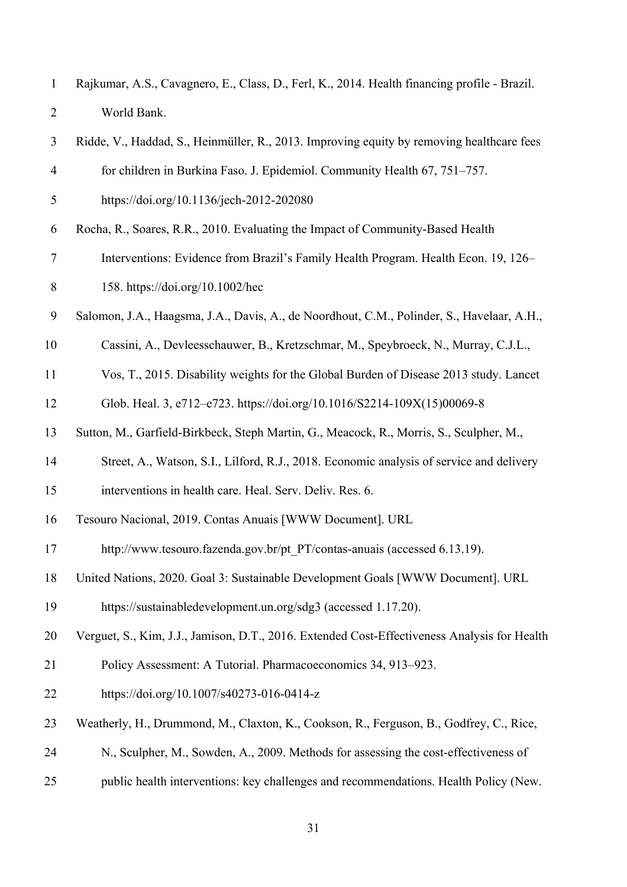Rajkumar, A.S., Cavagnero, E., Class, D., Ferl, K., 2014. Health financing profile - Brazil. World Bank.

Ridde, V., Haddad, S., Heinmüller, R., 2013. Improving equity by removing healthcare fees for children in Burkina Faso. J. Epidemiol. Community Health 67, 751–757. https://doi.org/10.1136/jech-2012-202080

Rocha, R., Soares, R.R., 2010. Evaluating the Impact of Community-Based Health Interventions: Evidence from Brazil's Family Health Program. Health Econ. 19, 126–158. https://doi.org/10.1002/hec

Salomon, J.A., Haagsma, J.A., Davis, A., de Noordhout, C.M., Polinder, S., Havelaar, A.H., Cassini, A., Devleesschauwer, B., Kretzschmar, M., Speybroeck, N., Murray, C.J.L., Vos, T., 2015. Disability weights for the Global Burden of Disease 2013 study. Lancet Glob. Heal. 3, e712–e723. https://doi.org/10.1016/S2214-109X(15)00069-8

Sutton, M., Garfield-Birkbeck, Steph Martin, G., Meacock, R., Morris, S., Sculpher, M., Street, A., Watson, S.I., Lilford, R.J., 2018. Economic analysis of service and delivery interventions in health care. Heal. Serv. Deliv. Res. 6.

Tesouro Nacional, 2019. Contas Anuais [WWW Document]. URL http://www.tesouro.fazenda.gov.br/pt_PT/contas-anuais (accessed 6.13.19).

United Nations, 2020. Goal 3: Sustainable Development Goals [WWW Document]. URL https://sustainabledevelopment.un.org/sdg3 (accessed 1.17.20).

Verguet, S., Kim, J.J., Jamison, D.T., 2016. Extended Cost-Effectiveness Analysis for Health Policy Assessment: A Tutorial. Pharmacoeconomics 34, 913–923. https://doi.org/10.1007/s40273-016-0414-z

Weatherly, H., Drummond, M., Claxton, K., Cookson, R., Ferguson, B., Godfrey, C., Rice, N., Sculpher, M., Sowden, A., 2009. Methods for assessing the cost-effectiveness of public health interventions: key challenges and recommendations. Health Policy (New.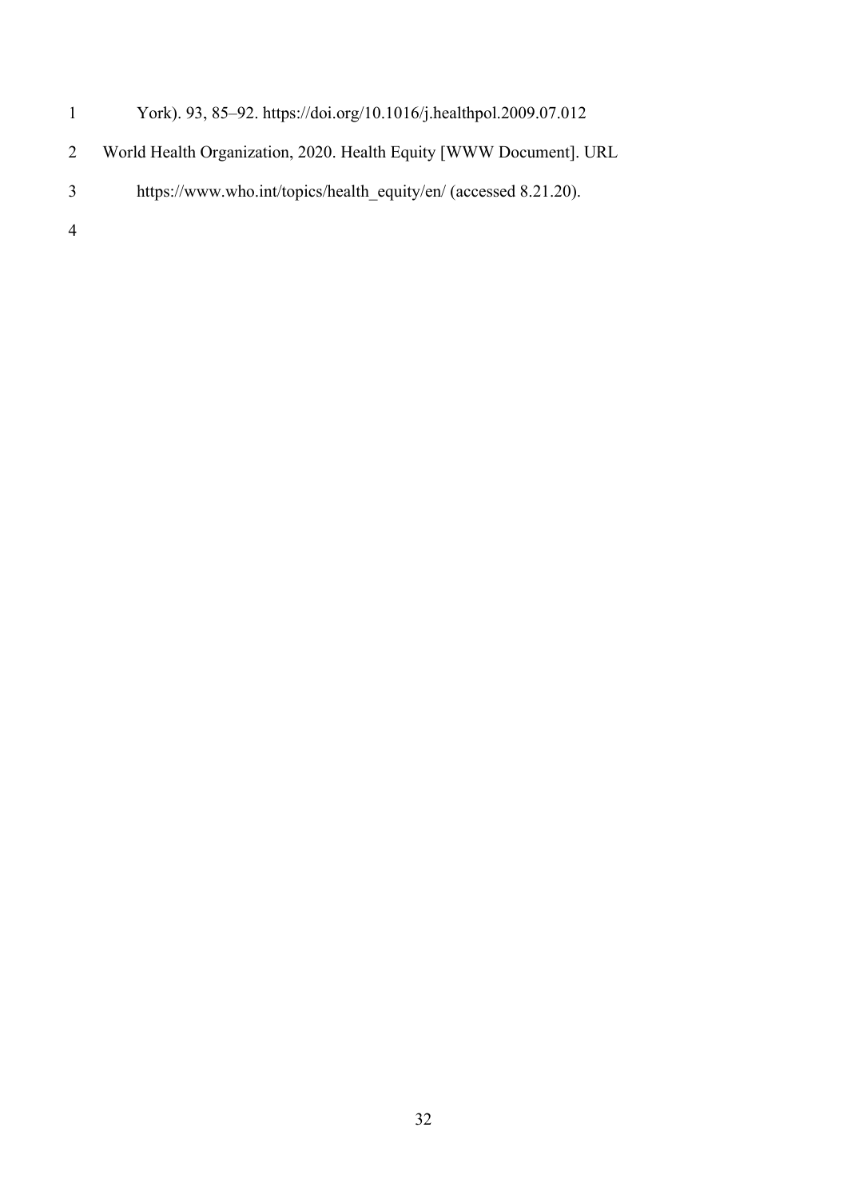York). 93, 85–92. https://doi.org/10.1016/j.healthpol.2009.07.012

World Health Organization, 2020. Health Equity [WWW Document]. URL https://www.who.int/topics/health_equity/en/ (accessed 8.21.20).